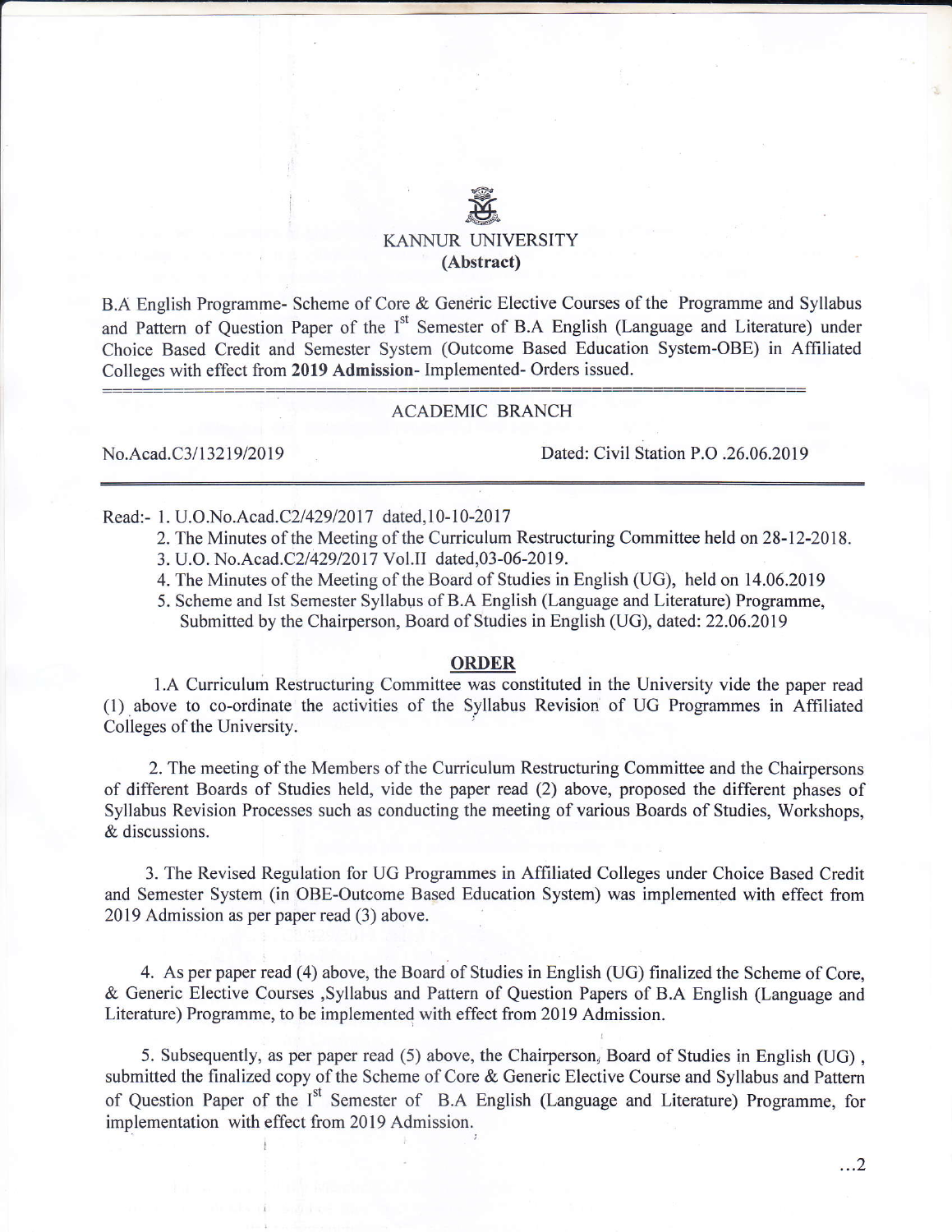# KANNUR UNIVERSITY
## (Abstract)

B.A English Programme- Scheme of Core & Generic Elective Courses of the Programme and Syllabus and Pattern of Question Paper of the I[st] Semester of B.A English (Language and Literature) under Choice Based Credit and Semester System (Outcome Based Education System-OBE) in Affiliated Colleges with effect from **2019 Admission**- Implemented- Orders issued.

---

ACADEMIC BRANCH

No.Acad.C3/13219/2019 Dated: Civil Station P.O .26.06.2019

---

Read:-
1. U.O.No.Acad.C2/429/2017 dated,10-10-2017
2. The Minutes of the Meeting of the Curriculum Restructuring Committee held on 28-12-2018.
3. U.O. No.Acad.C2/429/2017 Vol.II dated,03-06-2019.
4. The Minutes of the Meeting of the Board of Studies in English (UG), held on 14.06.2019
5. Scheme and Ist Semester Syllabus of B.A English (Language and Literature) Programme, Submitted by the Chairperson, Board of Studies in English (UG), dated: 22.06.2019

## ORDER

1.A Curriculum Restructuring Committee was constituted in the University vide the paper read (1) above to co-ordinate the activities of the Syllabus Revision of UG Programmes in Affiliated Colleges of the University.

2. The meeting of the Members of the Curriculum Restructuring Committee and the Chairpersons of different Boards of Studies held, vide the paper read (2) above, proposed the different phases of Syllabus Revision Processes such as conducting the meeting of various Boards of Studies, Workshops, & discussions.

3. The Revised Regulation for UG Programmes in Affiliated Colleges under Choice Based Credit and Semester System (in OBE-Outcome Based Education System) was implemented with effect from 2019 Admission as per paper read (3) above.

4. As per paper read (4) above, the Board of Studies in English (UG) finalized the Scheme of Core, & Generic Elective Courses ,Syllabus and Pattern of Question Papers of B.A English (Language and Literature) Programme, to be implemented with effect from 2019 Admission.

5. Subsequently, as per paper read (5) above, the Chairperson, Board of Studies in English (UG) , submitted the finalized copy of the Scheme of Core & Generic Elective Course and Syllabus and Pattern of Question Paper of the I[st] Semester of B.A English (Language and Literature) Programme, for implementation with effect from 2019 Admission.

...2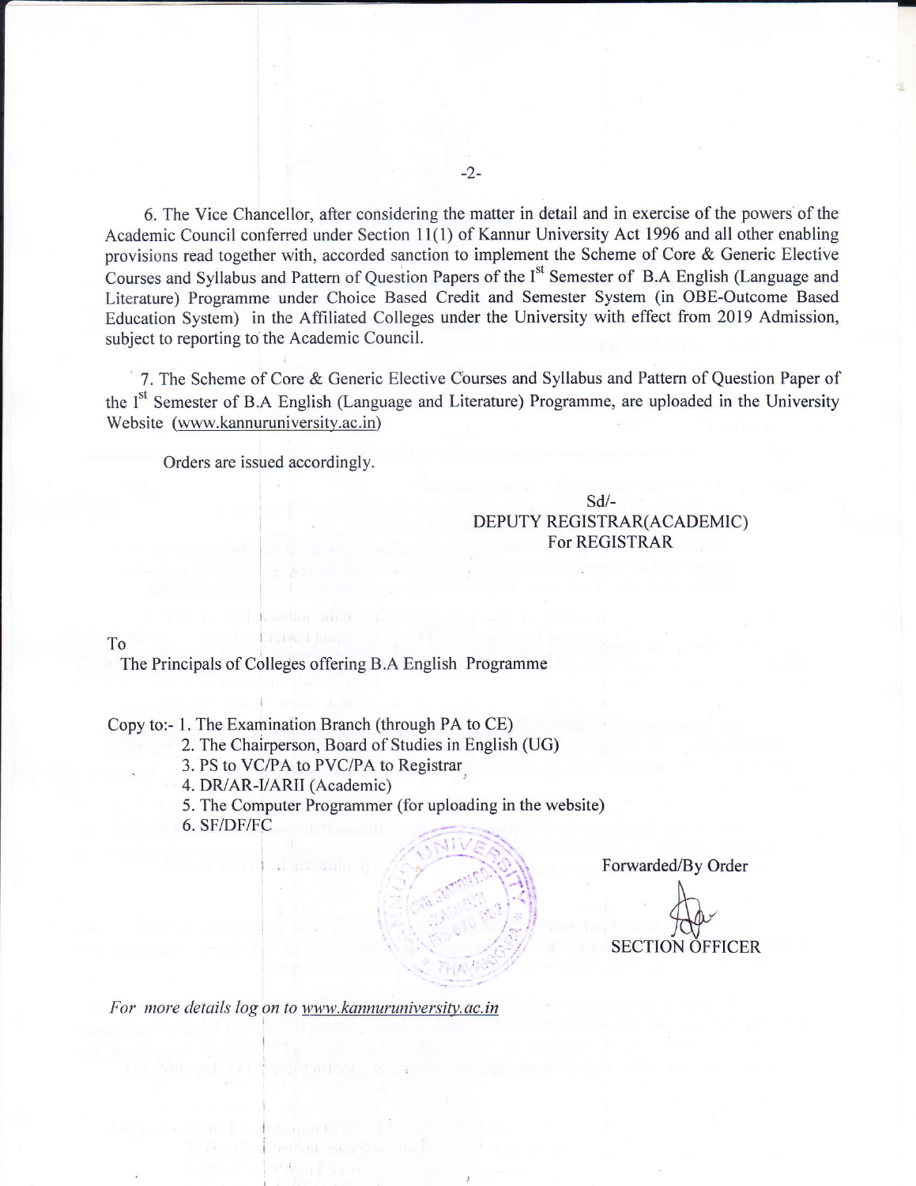6. The Vice Chancellor, after considering the matter in detail and in exercise of the powers of the Academic Council conferred under Section 11(1) of Kannur University Act 1996 and all other enabling provisions read together with, accorded sanction to implement the Scheme of Core & Generic Elective Courses and Syllabus and Pattern of Question Papers of the I[st] Semester of B.A English (Language and Literature) Programme under Choice Based Credit and Semester System (in OBE-Outcome Based Education System) in the Affiliated Colleges under the University with effect from 2019 Admission, subject to reporting to the Academic Council.

7. The Scheme of Core & Generic Elective Courses and Syllabus and Pattern of Question Paper of the I[st] Semester of B.A English (Language and Literature) Programme, are uploaded in the University Website (www.kannuruniversity.ac.in)

Orders are issued accordingly.

Sd/-
DEPUTY REGISTRAR(ACADEMIC)
For REGISTRAR

To

The Principals of Colleges offering B.A English Programme

Copy to:- 1. The Examination Branch (through PA to CE)
2. The Chairperson, Board of Studies in English (UG)
3. PS to VC/PA to PVC/PA to Registrar
4. DR/AR-I/ARII (Academic)
5. The Computer Programmer (for uploading in the website)
6. SF/DF/FC

Forwarded/By Order

SECTION OFFICER

*For more details log on to www.kannuruniversity.ac.in*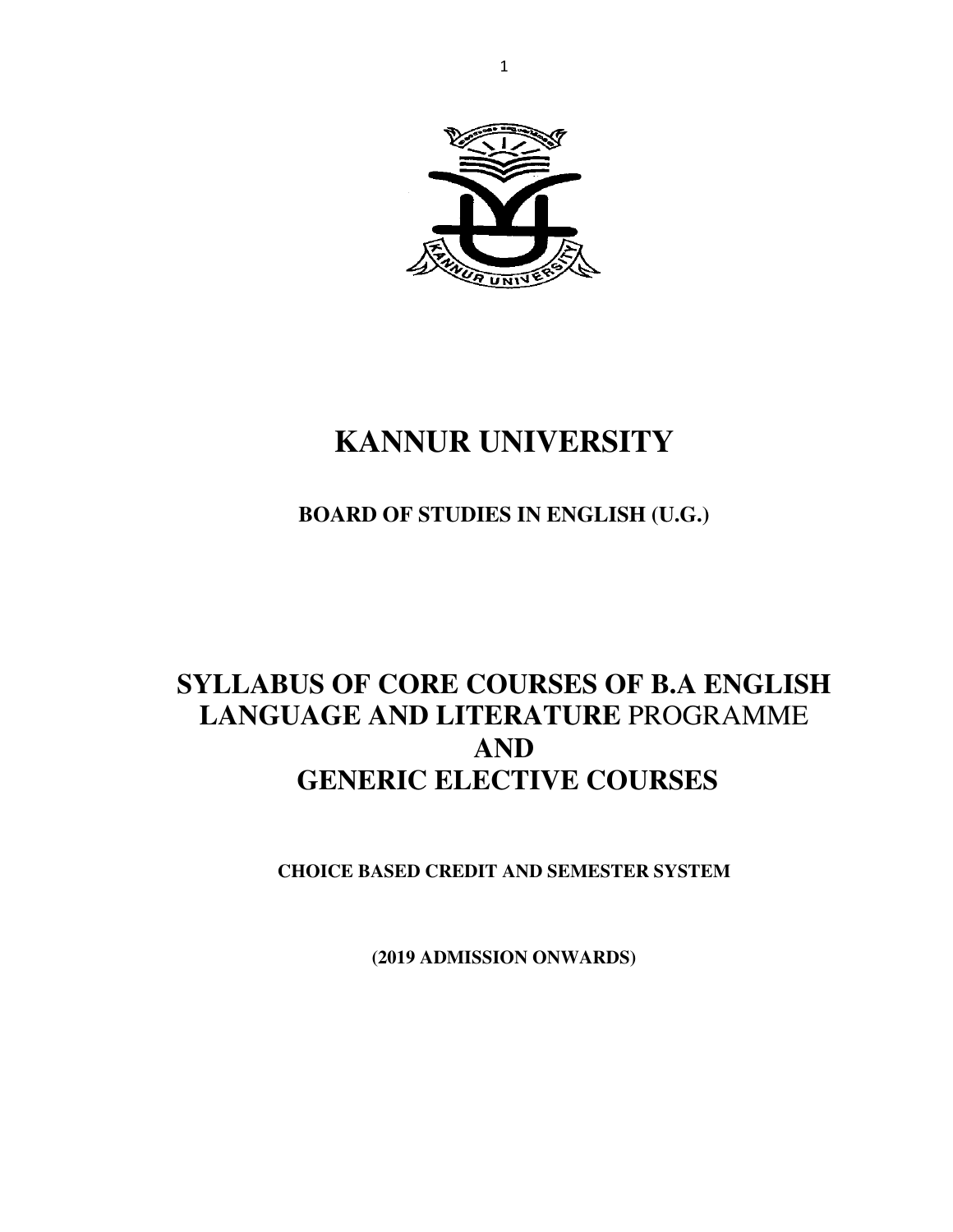# KANNUR UNIVERSITY

## BOARD OF STUDIES IN ENGLISH (U.G.)

# SYLLABUS OF CORE COURSES OF B.A ENGLISH LANGUAGE AND LITERATURE PROGRAMME AND GENERIC ELECTIVE COURSES

**CHOICE BASED CREDIT AND SEMESTER SYSTEM**

**(2019 ADMISSION ONWARDS)**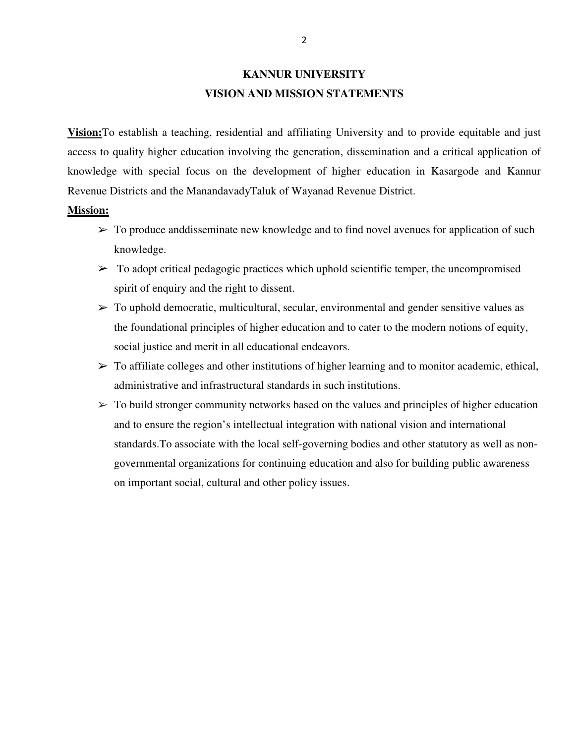# KANNUR UNIVERSITY
## VISION AND MISSION STATEMENTS

**Vision:**To establish a teaching, residential and affiliating University and to provide equitable and just access to quality higher education involving the generation, dissemination and a critical application of knowledge with special focus on the development of higher education in Kasargode and Kannur Revenue Districts and the ManandavadyTaluk of Wayanad Revenue District.

**Mission:**

- To produce anddisseminate new knowledge and to find novel avenues for application of such knowledge.
- To adopt critical pedagogic practices which uphold scientific temper, the uncompromised spirit of enquiry and the right to dissent.
- To uphold democratic, multicultural, secular, environmental and gender sensitive values as the foundational principles of higher education and to cater to the modern notions of equity, social justice and merit in all educational endeavors.
- To affiliate colleges and other institutions of higher learning and to monitor academic, ethical, administrative and infrastructural standards in such institutions.
- To build stronger community networks based on the values and principles of higher education and to ensure the region's intellectual integration with national vision and international standards.To associate with the local self-governing bodies and other statutory as well as non-governmental organizations for continuing education and also for building public awareness on important social, cultural and other policy issues.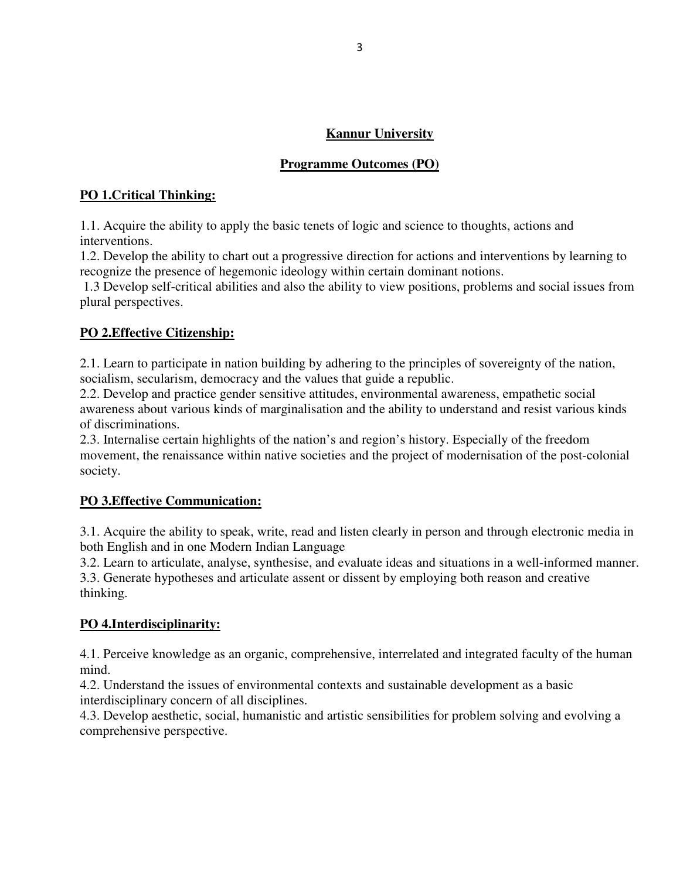## Kannur University

## Programme Outcomes (PO)

### PO 1.Critical Thinking:

1.1. Acquire the ability to apply the basic tenets of logic and science to thoughts, actions and interventions.
1.2. Develop the ability to chart out a progressive direction for actions and interventions by learning to recognize the presence of hegemonic ideology within certain dominant notions.
1.3 Develop self-critical abilities and also the ability to view positions, problems and social issues from plural perspectives.

### PO 2.Effective Citizenship:

2.1. Learn to participate in nation building by adhering to the principles of sovereignty of the nation, socialism, secularism, democracy and the values that guide a republic.
2.2. Develop and practice gender sensitive attitudes, environmental awareness, empathetic social awareness about various kinds of marginalisation and the ability to understand and resist various kinds of discriminations.
2.3. Internalise certain highlights of the nation's and region's history. Especially of the freedom movement, the renaissance within native societies and the project of modernisation of the post-colonial society.

### PO 3.Effective Communication:

3.1. Acquire the ability to speak, write, read and listen clearly in person and through electronic media in both English and in one Modern Indian Language
3.2. Learn to articulate, analyse, synthesise, and evaluate ideas and situations in a well-informed manner.
3.3. Generate hypotheses and articulate assent or dissent by employing both reason and creative thinking.

### PO 4.Interdisciplinarity:

4.1. Perceive knowledge as an organic, comprehensive, interrelated and integrated faculty of the human mind.
4.2. Understand the issues of environmental contexts and sustainable development as a basic interdisciplinary concern of all disciplines.
4.3. Develop aesthetic, social, humanistic and artistic sensibilities for problem solving and evolving a comprehensive perspective.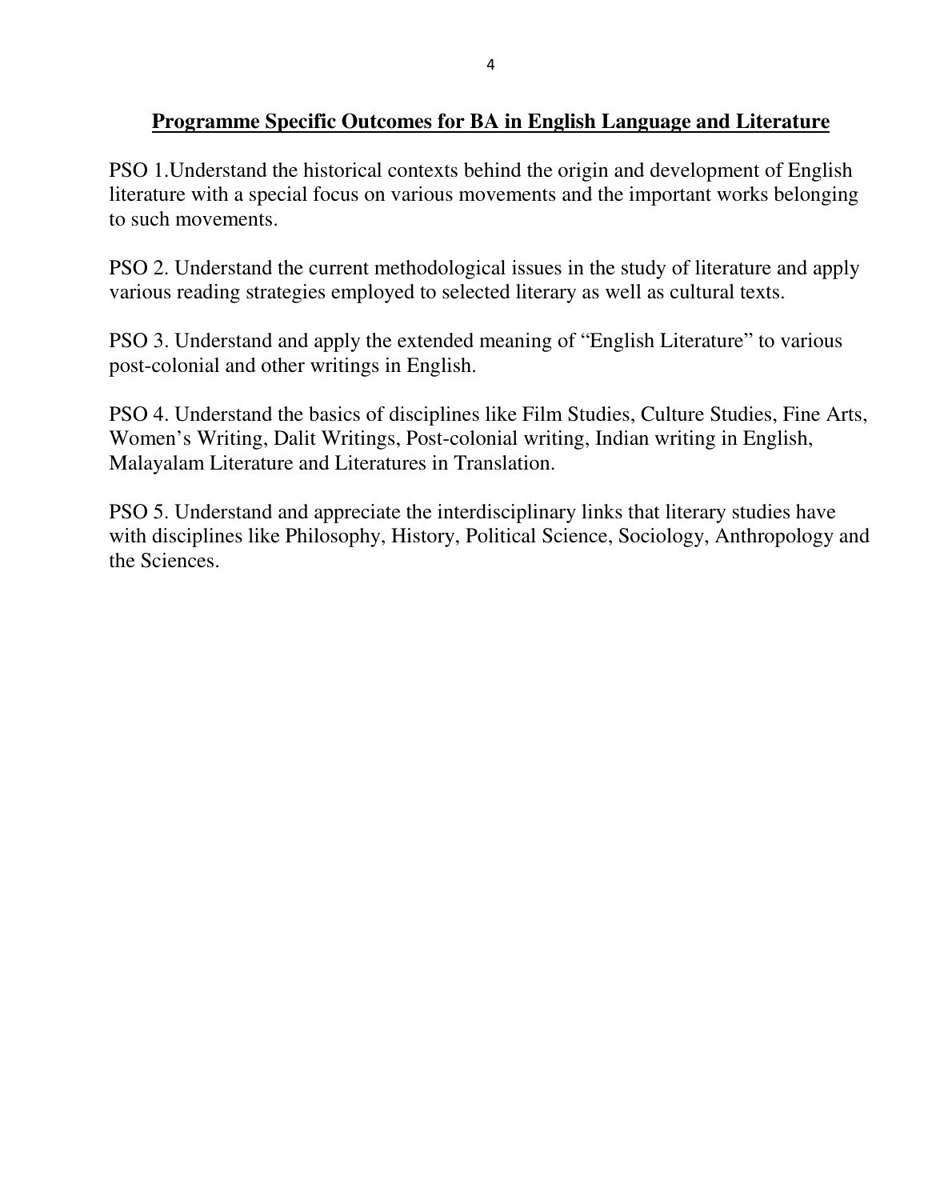## Programme Specific Outcomes for BA in English Language and Literature

PSO 1.Understand the historical contexts behind the origin and development of English literature with a special focus on various movements and the important works belonging to such movements.

PSO 2. Understand the current methodological issues in the study of literature and apply various reading strategies employed to selected literary as well as cultural texts.

PSO 3. Understand and apply the extended meaning of “English Literature” to various post-colonial and other writings in English.

PSO 4. Understand the basics of disciplines like Film Studies, Culture Studies, Fine Arts, Women’s Writing, Dalit Writings, Post-colonial writing, Indian writing in English, Malayalam Literature and Literatures in Translation.

PSO 5. Understand and appreciate the interdisciplinary links that literary studies have with disciplines like Philosophy, History, Political Science, Sociology, Anthropology and the Sciences.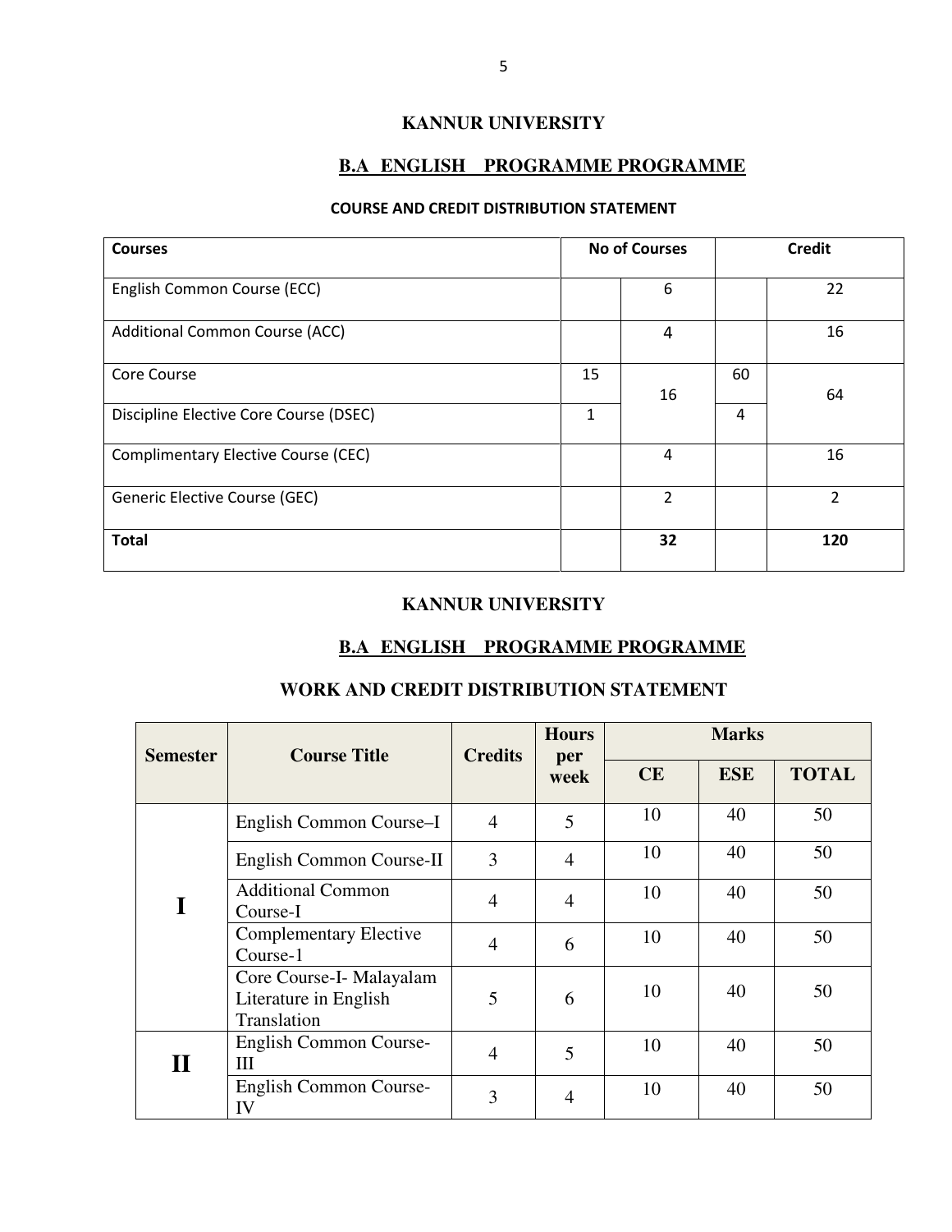## KANNUR UNIVERSITY

### B.A ENGLISH PROGRAMME PROGRAMME

**COURSE AND CREDIT DISTRIBUTION STATEMENT**

| Courses | No of Courses | | Credit | |
|---|---|---|---|---|
| English Common Course (ECC) | | 6 | | 22 |
| Additional Common Course (ACC) | | 4 | | 16 |
| Core Course | 15 | 16 | 60 | 64 |
| Discipline Elective Core Course (DSEC) | 1 | | 4 | |
| Complimentary Elective Course (CEC) | | 4 | | 16 |
| Generic Elective Course (GEC) | | 2 | | 2 |
| **Total** | | **32** | | **120** |

## KANNUR UNIVERSITY

### B.A ENGLISH PROGRAMME PROGRAMME

### WORK AND CREDIT DISTRIBUTION STATEMENT

| Semester | Course Title | Credits | Hours per week | Marks | | |
|---|---|---|---|---|---|---|
| | | | | CE | ESE | TOTAL |
| I | English Common Course–I | 4 | 5 | 10 | 40 | 50 |
| | English Common Course-II | 3 | 4 | 10 | 40 | 50 |
| | Additional Common Course-I | 4 | 4 | 10 | 40 | 50 |
| | Complementary Elective Course-1 | 4 | 6 | 10 | 40 | 50 |
| | Core Course-I- Malayalam Literature in English Translation | 5 | 6 | 10 | 40 | 50 |
| II | English Common Course-III | 4 | 5 | 10 | 40 | 50 |
| | English Common Course-IV | 3 | 4 | 10 | 40 | 50 |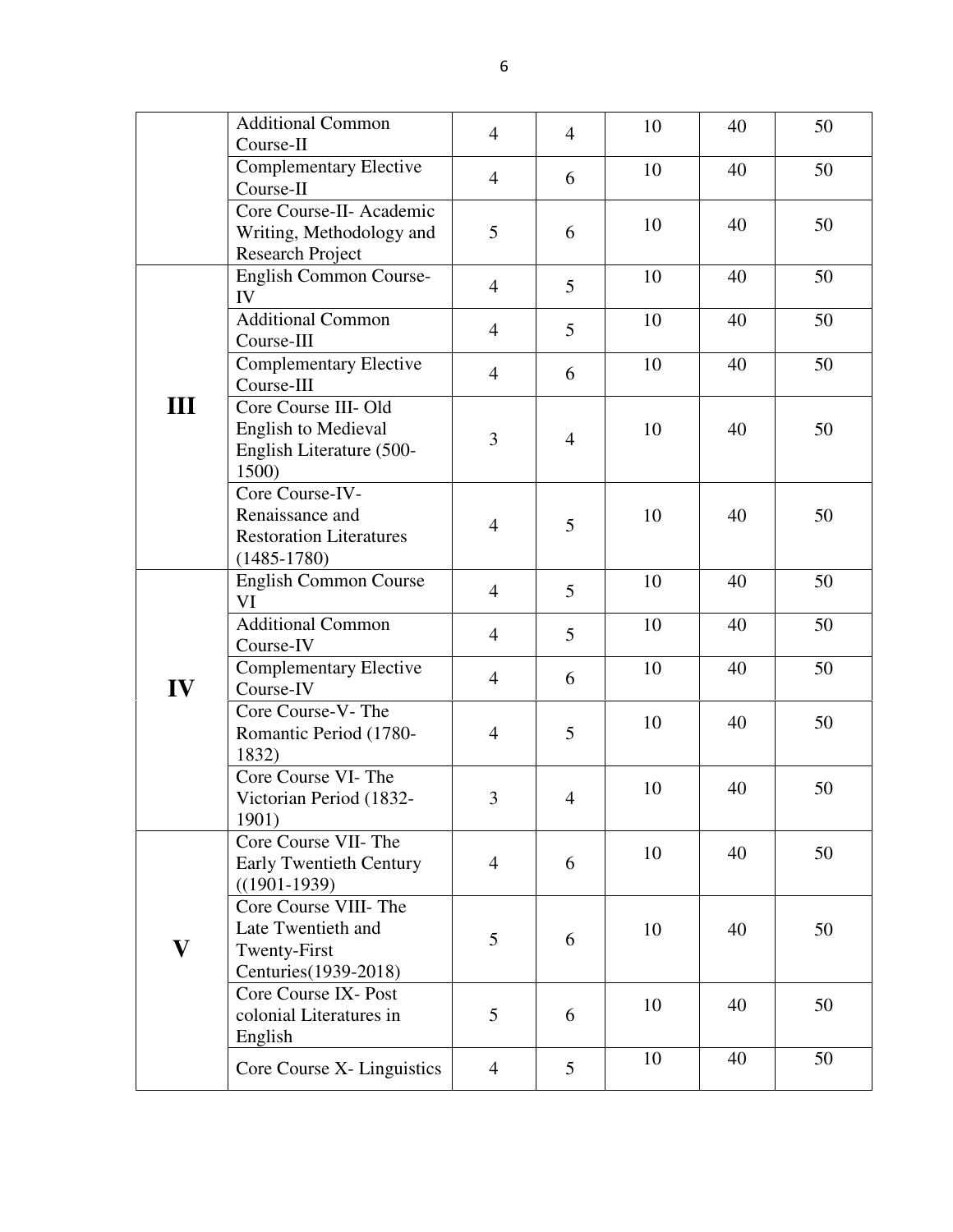| | Additional Common Course-II | 4 | 4 | 10 | 40 | 50 |
|---|---|---|---|---|---|---|
| | Complementary Elective Course-II | 4 | 6 | 10 | 40 | 50 |
| | Core Course-II- Academic Writing, Methodology and Research Project | 5 | 6 | 10 | 40 | 50 |
| **III** | English Common Course-IV | 4 | 5 | 10 | 40 | 50 |
| | Additional Common Course-III | 4 | 5 | 10 | 40 | 50 |
| | Complementary Elective Course-III | 4 | 6 | 10 | 40 | 50 |
| | Core Course III- Old English to Medieval English Literature (500-1500) | 3 | 4 | 10 | 40 | 50 |
| | Core Course-IV- Renaissance and Restoration Literatures (1485-1780) | 4 | 5 | 10 | 40 | 50 |
| **IV** | English Common Course VI | 4 | 5 | 10 | 40 | 50 |
| | Additional Common Course-IV | 4 | 5 | 10 | 40 | 50 |
| | Complementary Elective Course-IV | 4 | 6 | 10 | 40 | 50 |
| | Core Course-V- The Romantic Period (1780-1832) | 4 | 5 | 10 | 40 | 50 |
| | Core Course VI- The Victorian Period (1832-1901) | 3 | 4 | 10 | 40 | 50 |
| **V** | Core Course VII- The Early Twentieth Century ((1901-1939) | 4 | 6 | 10 | 40 | 50 |
| | Core Course VIII- The Late Twentieth and Twenty-First Centuries(1939-2018) | 5 | 6 | 10 | 40 | 50 |
| | Core Course IX- Post colonial Literatures in English | 5 | 6 | 10 | 40 | 50 |
| | Core Course X- Linguistics | 4 | 5 | 10 | 40 | 50 |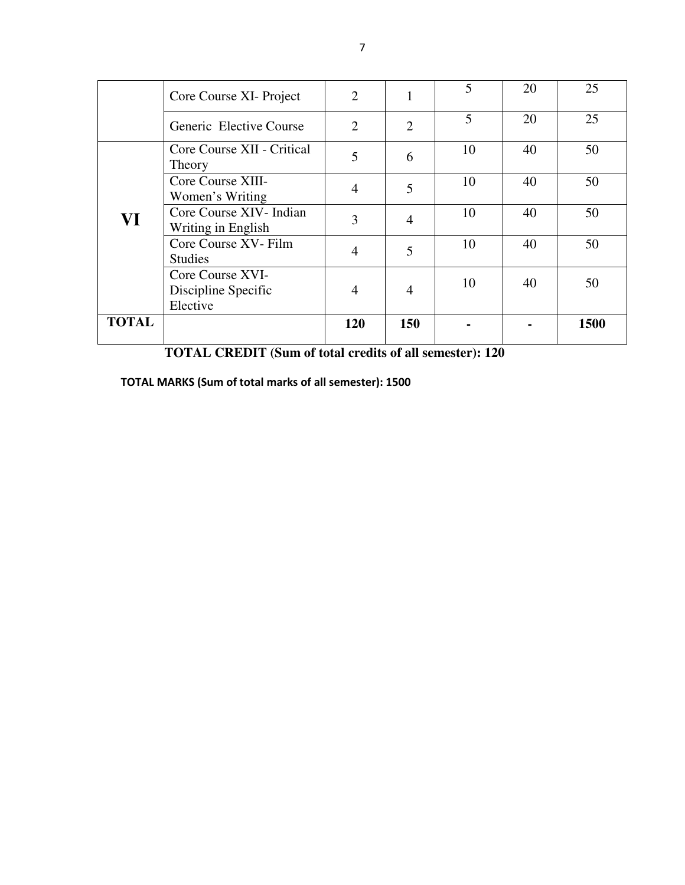| | | | | | | |
|---|---|---|---|---|---|---|
| | Core Course XI- Project | 2 | 1 | 5 | 20 | 25 |
| | Generic Elective Course | 2 | 2 | 5 | 20 | 25 |
| **VI** | Core Course XII - Critical Theory | 5 | 6 | 10 | 40 | 50 |
| | Core Course XIII- Women's Writing | 4 | 5 | 10 | 40 | 50 |
| | Core Course XIV- Indian Writing in English | 3 | 4 | 10 | 40 | 50 |
| | Core Course XV- Film Studies | 4 | 5 | 10 | 40 | 50 |
| | Core Course XVI- Discipline Specific Elective | 4 | 4 | 10 | 40 | 50 |
| **TOTAL** | | **120** | **150** | **-** | **-** | **1500** |

**TOTAL CREDIT (Sum of total credits of all semester): 120**

**TOTAL MARKS (Sum of total marks of all semester): 1500**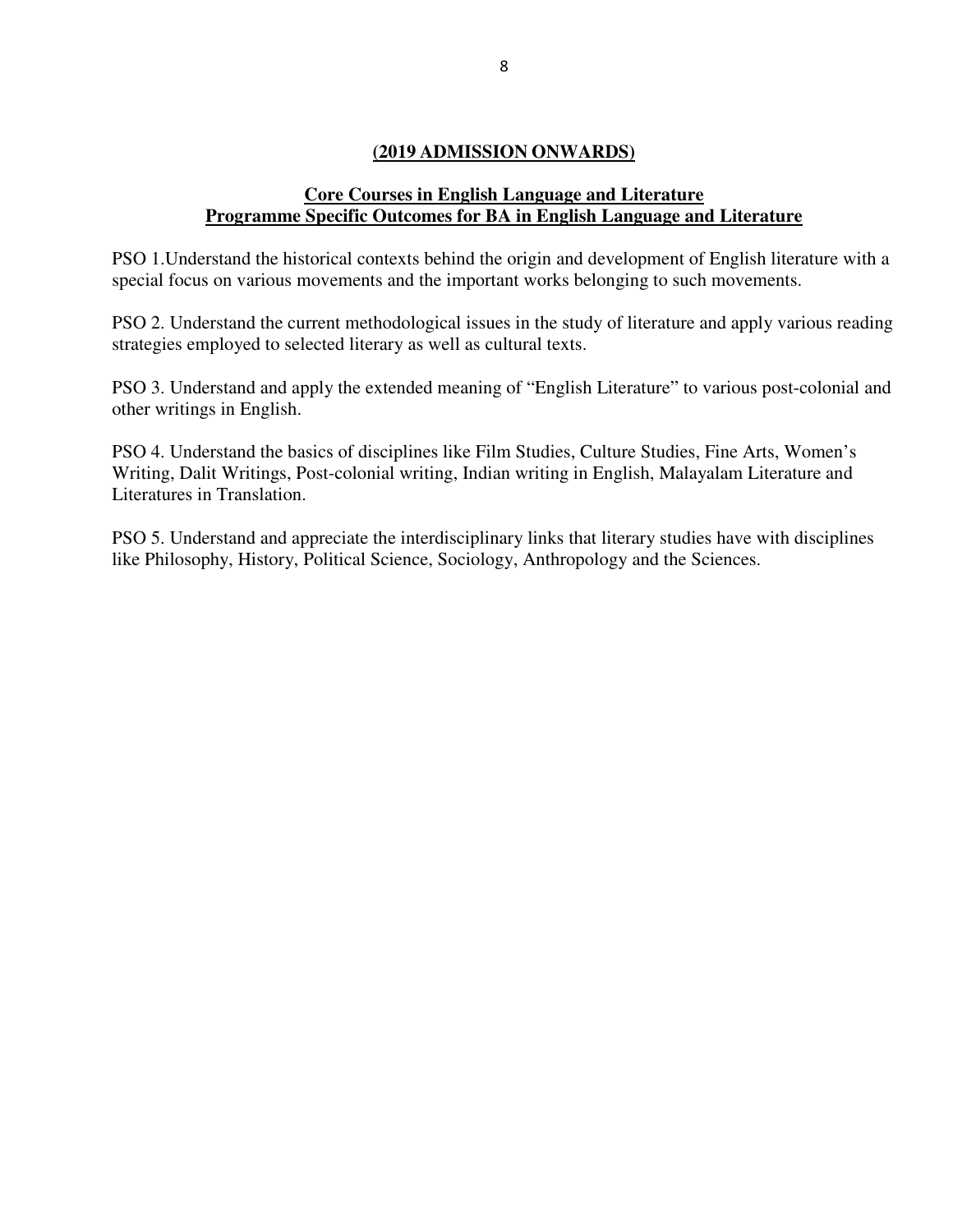**(2019 ADMISSION ONWARDS)**

## Core Courses in English Language and Literature
## Programme Specific Outcomes for BA in English Language and Literature

PSO 1.Understand the historical contexts behind the origin and development of English literature with a special focus on various movements and the important works belonging to such movements.

PSO 2. Understand the current methodological issues in the study of literature and apply various reading strategies employed to selected literary as well as cultural texts.

PSO 3. Understand and apply the extended meaning of "English Literature" to various post-colonial and other writings in English.

PSO 4. Understand the basics of disciplines like Film Studies, Culture Studies, Fine Arts, Women's Writing, Dalit Writings, Post-colonial writing, Indian writing in English, Malayalam Literature and Literatures in Translation.

PSO 5. Understand and appreciate the interdisciplinary links that literary studies have with disciplines like Philosophy, History, Political Science, Sociology, Anthropology and the Sciences.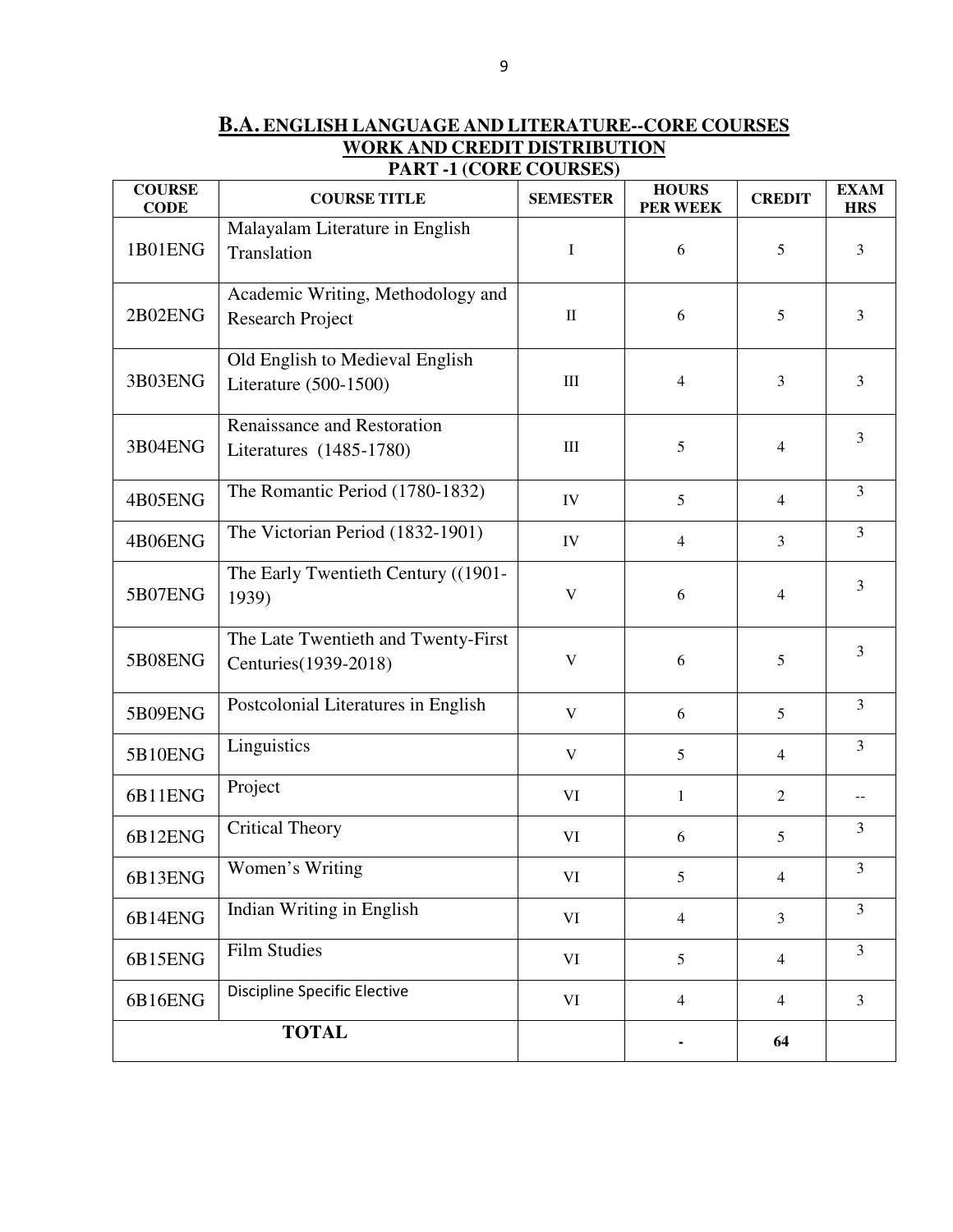## **B.A. ENGLISH LANGUAGE AND LITERATURE--CORE COURSES**
## **WORK AND CREDIT DISTRIBUTION**
### **PART -1 (CORE COURSES)**

| COURSE CODE | COURSE TITLE | SEMESTER | HOURS PER WEEK | CREDIT | EXAM HRS |
|---|---|---|---|---|---|
| 1B01ENG | Malayalam Literature in English Translation | I | 6 | 5 | 3 |
| 2B02ENG | Academic Writing, Methodology and Research Project | II | 6 | 5 | 3 |
| 3B03ENG | Old English to Medieval English Literature (500-1500) | III | 4 | 3 | 3 |
| 3B04ENG | Renaissance and Restoration Literatures (1485-1780) | III | 5 | 4 | 3 |
| 4B05ENG | The Romantic Period (1780-1832) | IV | 5 | 4 | 3 |
| 4B06ENG | The Victorian Period (1832-1901) | IV | 4 | 3 | 3 |
| 5B07ENG | The Early Twentieth Century ((1901-1939) | V | 6 | 4 | 3 |
| 5B08ENG | The Late Twentieth and Twenty-First Centuries(1939-2018) | V | 6 | 5 | 3 |
| 5B09ENG | Postcolonial Literatures in English | V | 6 | 5 | 3 |
| 5B10ENG | Linguistics | V | 5 | 4 | 3 |
| 6B11ENG | Project | VI | 1 | 2 | -- |
| 6B12ENG | Critical Theory | VI | 6 | 5 | 3 |
| 6B13ENG | Women's Writing | VI | 5 | 4 | 3 |
| 6B14ENG | Indian Writing in English | VI | 4 | 3 | 3 |
| 6B15ENG | Film Studies | VI | 5 | 4 | 3 |
| 6B16ENG | Discipline Specific Elective | VI | 4 | 4 | 3 |
| **TOTAL** | | | - | **64** | |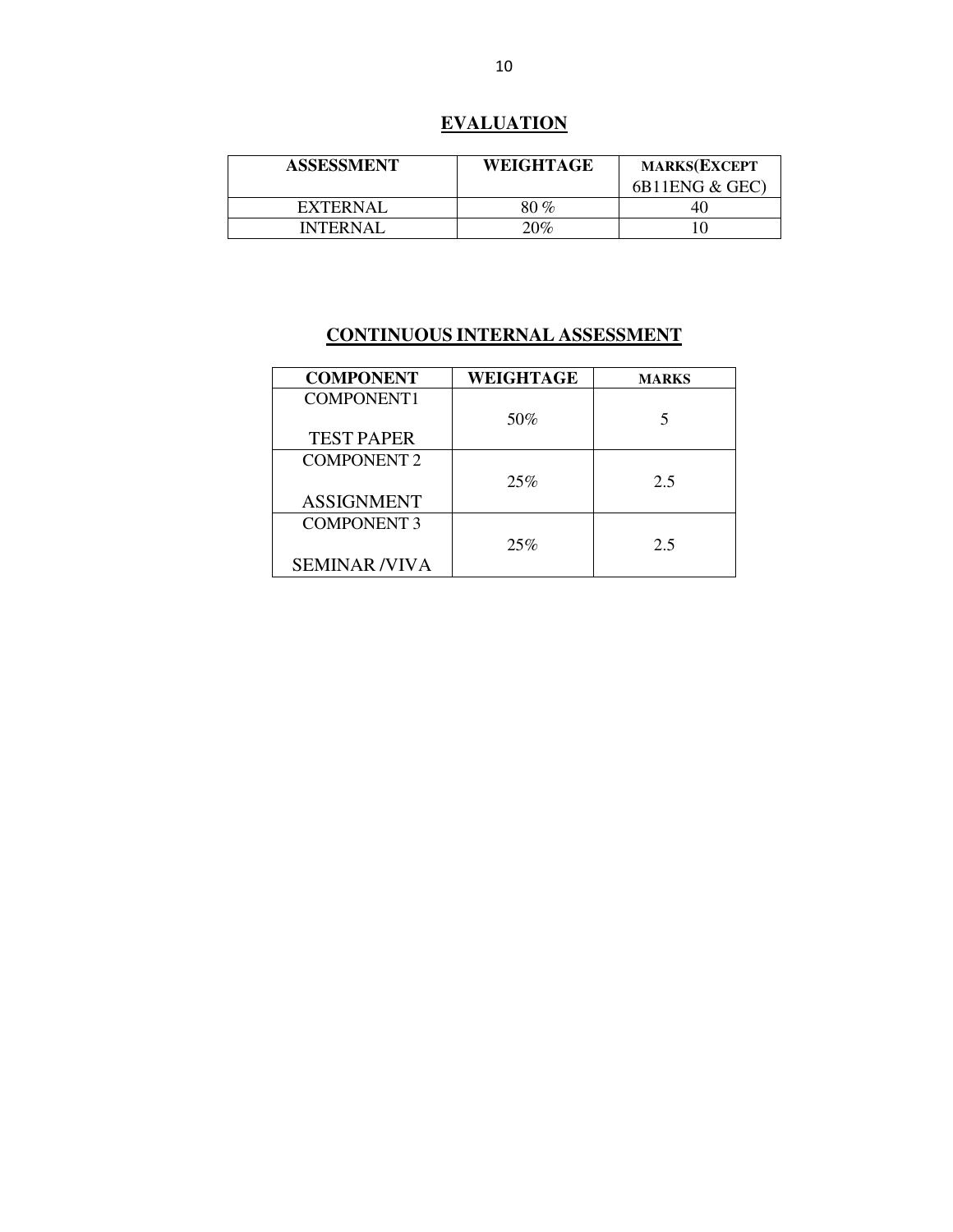## EVALUATION

| ASSESSMENT | WEIGHTAGE | MARKS(EXCEPT 6B11ENG & GEC) |
|---|---|---|
| EXTERNAL | 80 % | 40 |
| INTERNAL | 20% | 10 |

## CONTINUOUS INTERNAL ASSESSMENT

| COMPONENT | WEIGHTAGE | MARKS |
|---|---|---|
| COMPONENT1 TEST PAPER | 50% | 5 |
| COMPONENT 2 ASSIGNMENT | 25% | 2.5 |
| COMPONENT 3 SEMINAR /VIVA | 25% | 2.5 |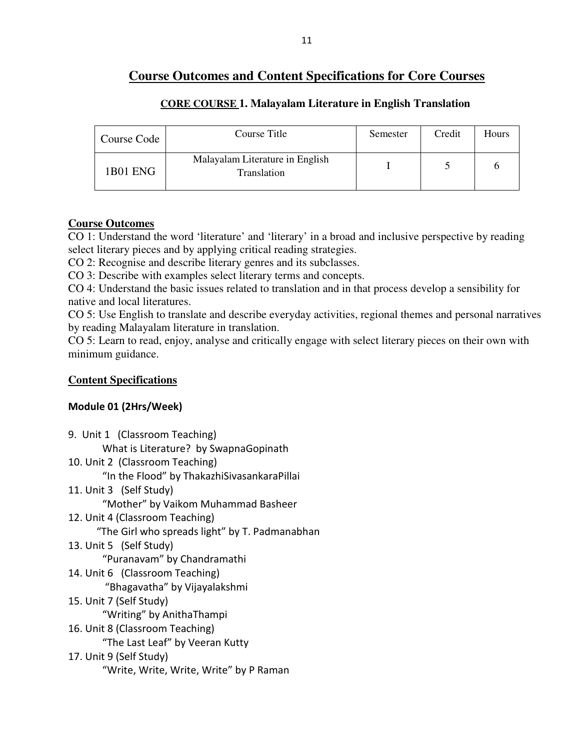# Course Outcomes and Content Specifications for Core Courses

### CORE COURSE 1. Malayalam Literature in English Translation

| Course Code | Course Title | Semester | Credit | Hours |
|---|---|---|---|---|
| 1B01 ENG | Malayalam Literature in English Translation | I | 5 | 6 |

**Course Outcomes**

CO 1: Understand the word 'literature' and 'literary' in a broad and inclusive perspective by reading select literary pieces and by applying critical reading strategies.
CO 2: Recognise and describe literary genres and its subclasses.
CO 3: Describe with examples select literary terms and concepts.
CO 4: Understand the basic issues related to translation and in that process develop a sensibility for native and local literatures.
CO 5: Use English to translate and describe everyday activities, regional themes and personal narratives by reading Malayalam literature in translation.
CO 5: Learn to read, enjoy, analyse and critically engage with select literary pieces on their own with minimum guidance.

**Content Specifications**

**Module 01 (2Hrs/Week)**

9. Unit 1 (Classroom Teaching)
   What is Literature? by SwapnaGopinath
10. Unit 2 (Classroom Teaching)
    "In the Flood" by ThakazhiSivasankaraPillai
11. Unit 3 (Self Study)
    "Mother" by Vaikom Muhammad Basheer
12. Unit 4 (Classroom Teaching)
    "The Girl who spreads light" by T. Padmanabhan
13. Unit 5 (Self Study)
    "Puranavam" by Chandramathi
14. Unit 6 (Classroom Teaching)
    "Bhagavatha" by Vijayalakshmi
15. Unit 7 (Self Study)
    "Writing" by AnithaThampi
16. Unit 8 (Classroom Teaching)
    "The Last Leaf" by Veeran Kutty
17. Unit 9 (Self Study)
    "Write, Write, Write, Write" by P Raman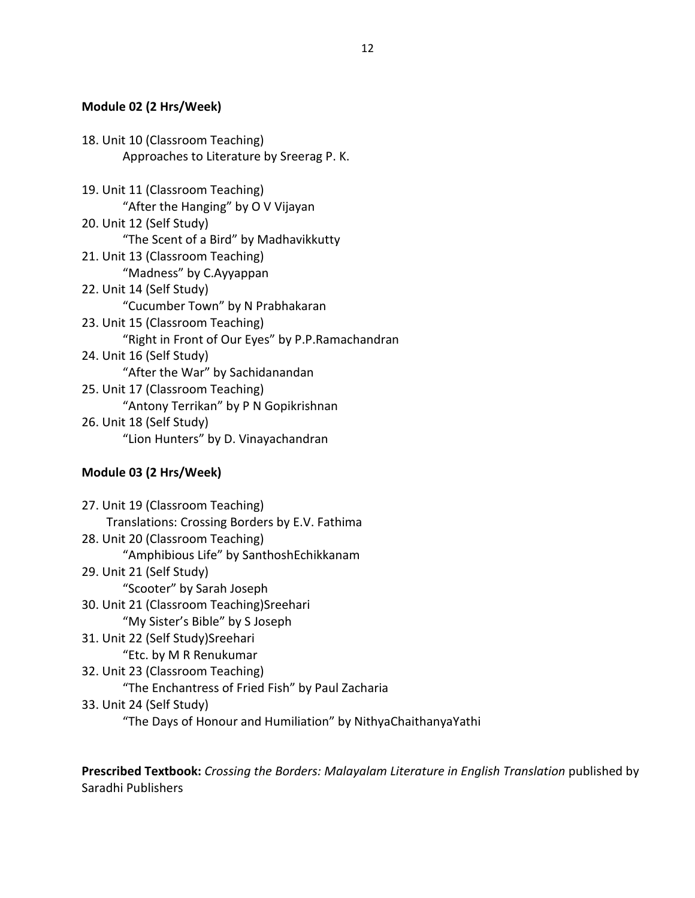**Module 02 (2 Hrs/Week)**

18. Unit 10 (Classroom Teaching)
    Approaches to Literature by Sreerag P. K.

19. Unit 11 (Classroom Teaching)
    "After the Hanging" by O V Vijayan
20. Unit 12 (Self Study)
    "The Scent of a Bird" by Madhavikkutty
21. Unit 13 (Classroom Teaching)
    "Madness" by C.Ayyappan
22. Unit 14 (Self Study)
    "Cucumber Town" by N Prabhakaran
23. Unit 15 (Classroom Teaching)
    "Right in Front of Our Eyes" by P.P.Ramachandran
24. Unit 16 (Self Study)
    "After the War" by Sachidanandan
25. Unit 17 (Classroom Teaching)
    "Antony Terrikan" by P N Gopikrishnan
26. Unit 18 (Self Study)
    "Lion Hunters" by D. Vinayachandran

**Module 03 (2 Hrs/Week)**

27. Unit 19 (Classroom Teaching)
    Translations: Crossing Borders by E.V. Fathima
28. Unit 20 (Classroom Teaching)
    "Amphibious Life" by SanthoshEchikkanam
29. Unit 21 (Self Study)
    "Scooter" by Sarah Joseph
30. Unit 21 (Classroom Teaching)Sreehari
    "My Sister's Bible" by S Joseph
31. Unit 22 (Self Study)Sreehari
    "Etc. by M R Renukumar
32. Unit 23 (Classroom Teaching)
    "The Enchantress of Fried Fish" by Paul Zacharia
33. Unit 24 (Self Study)
    "The Days of Honour and Humiliation" by NithyaChaithanyaYathi

**Prescribed Textbook:** *Crossing the Borders: Malayalam Literature in English Translation* published by Saradhi Publishers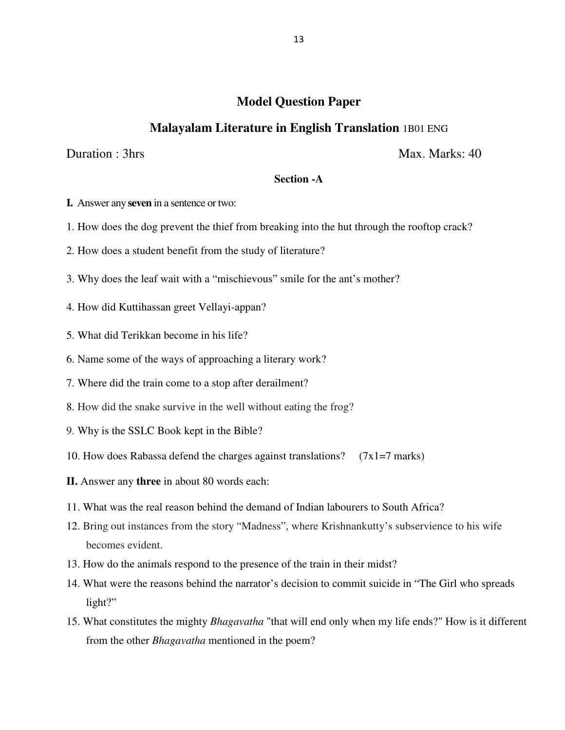## Model Question Paper

## Malayalam Literature in English Translation 1B01 ENG

Duration : 3hrs Max. Marks: 40

### Section -A

**I.** Answer any **seven** in a sentence or two:

1. How does the dog prevent the thief from breaking into the hut through the rooftop crack?
2. How does a student benefit from the study of literature?
3. Why does the leaf wait with a "mischievous" smile for the ant's mother?
4. How did Kuttihassan greet Vellayi-appan?
5. What did Terikkan become in his life?
6. Name some of the ways of approaching a literary work?
7. Where did the train come to a stop after derailment?
8. How did the snake survive in the well without eating the frog?
9. Why is the SSLC Book kept in the Bible?
10. How does Rabassa defend the charges against translations? (7x1=7 marks)

**II.** Answer any **three** in about 80 words each:

11. What was the real reason behind the demand of Indian labourers to South Africa?
12. Bring out instances from the story "Madness", where Krishnankutty's subservience to his wife becomes evident.
13. How do the animals respond to the presence of the train in their midst?
14. What were the reasons behind the narrator's decision to commit suicide in "The Girl who spreads light?"
15. What constitutes the mighty *Bhagavatha* "that will end only when my life ends?" How is it different from the other *Bhagavatha* mentioned in the poem?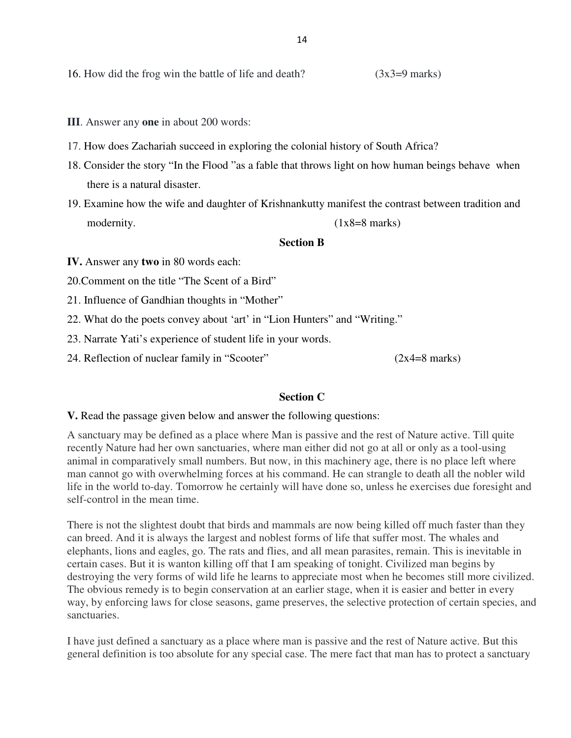16. How did the frog win the battle of life and death? (3x3=9 marks)

**III**. Answer any **one** in about 200 words:

17. How does Zachariah succeed in exploring the colonial history of South Africa?

18. Consider the story "In the Flood "as a fable that throws light on how human beings behave when there is a natural disaster.

19. Examine how the wife and daughter of Krishnankutty manifest the contrast between tradition and modernity. (1x8=8 marks)

### Section B

**IV.** Answer any **two** in 80 words each:

20.Comment on the title "The Scent of a Bird"

21. Influence of Gandhian thoughts in "Mother"

22. What do the poets convey about 'art' in "Lion Hunters" and "Writing."

23. Narrate Yati's experience of student life in your words.

24. Reflection of nuclear family in "Scooter" (2x4=8 marks)

### Section C

**V.** Read the passage given below and answer the following questions:

A sanctuary may be defined as a place where Man is passive and the rest of Nature active. Till quite recently Nature had her own sanctuaries, where man either did not go at all or only as a tool-using animal in comparatively small numbers. But now, in this machinery age, there is no place left where man cannot go with overwhelming forces at his command. He can strangle to death all the nobler wild life in the world to-day. Tomorrow he certainly will have done so, unless he exercises due foresight and self-control in the mean time.

There is not the slightest doubt that birds and mammals are now being killed off much faster than they can breed. And it is always the largest and noblest forms of life that suffer most. The whales and elephants, lions and eagles, go. The rats and flies, and all mean parasites, remain. This is inevitable in certain cases. But it is wanton killing off that I am speaking of tonight. Civilized man begins by destroying the very forms of wild life he learns to appreciate most when he becomes still more civilized. The obvious remedy is to begin conservation at an earlier stage, when it is easier and better in every way, by enforcing laws for close seasons, game preserves, the selective protection of certain species, and sanctuaries.

I have just defined a sanctuary as a place where man is passive and the rest of Nature active. But this general definition is too absolute for any special case. The mere fact that man has to protect a sanctuary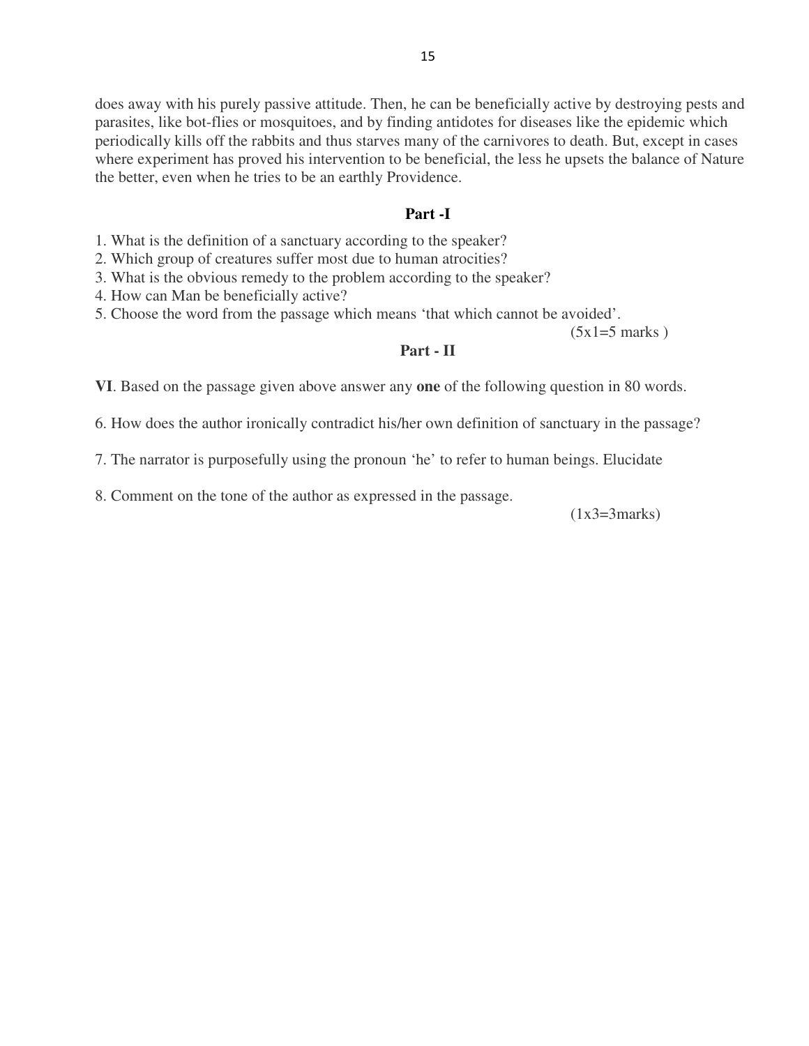does away with his purely passive attitude. Then, he can be beneficially active by destroying pests and parasites, like bot-flies or mosquitoes, and by finding antidotes for diseases like the epidemic which periodically kills off the rabbits and thus starves many of the carnivores to death. But, except in cases where experiment has proved his intervention to be beneficial, the less he upsets the balance of Nature the better, even when he tries to be an earthly Providence.

## Part -I

1. What is the definition of a sanctuary according to the speaker?
2. Which group of creatures suffer most due to human atrocities?
3. What is the obvious remedy to the problem according to the speaker?
4. How can Man be beneficially active?
5. Choose the word from the passage which means 'that which cannot be avoided'.

(5x1=5 marks )

## Part - II

**VI**. Based on the passage given above answer any **one** of the following question in 80 words.

6. How does the author ironically contradict his/her own definition of sanctuary in the passage?

7. The narrator is purposefully using the pronoun 'he' to refer to human beings. Elucidate

8. Comment on the tone of the author as expressed in the passage.

(1x3=3marks)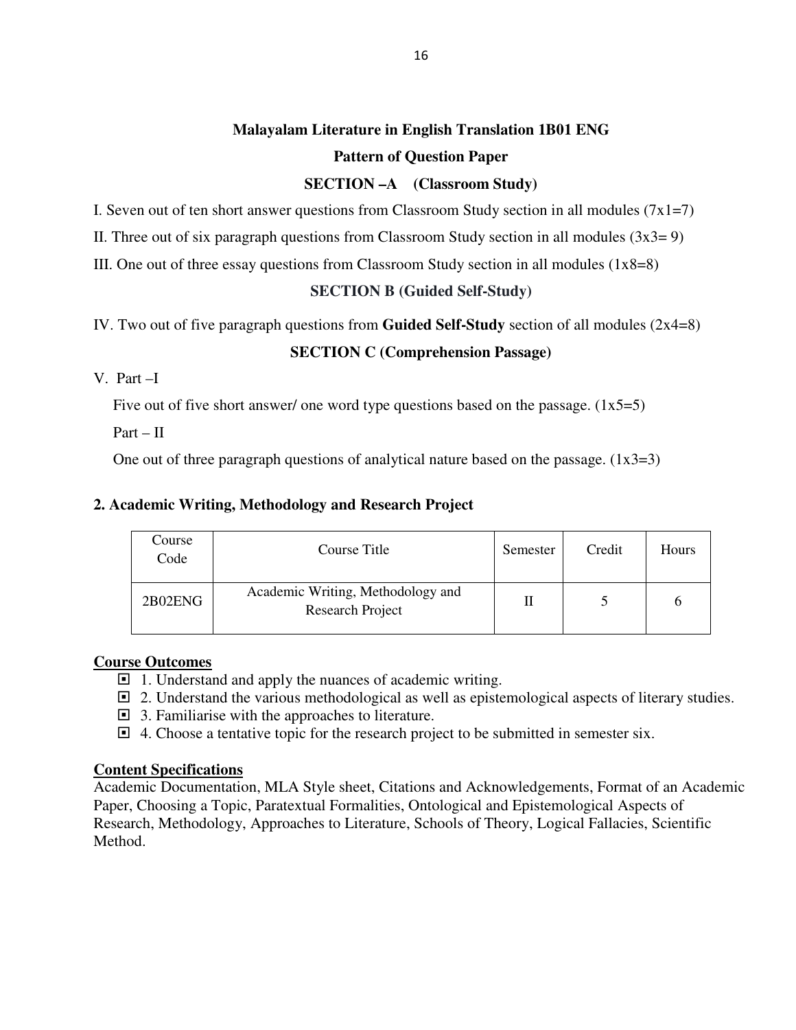**Malayalam Literature in English Translation 1B01 ENG**

**Pattern of Question Paper**

**SECTION –A (Classroom Study)**

I. Seven out of ten short answer questions from Classroom Study section in all modules (7x1=7)

II. Three out of six paragraph questions from Classroom Study section in all modules (3x3= 9)

III. One out of three essay questions from Classroom Study section in all modules (1x8=8)

**SECTION B (Guided Self-Study)**

IV. Two out of five paragraph questions from **Guided Self-Study** section of all modules (2x4=8)

**SECTION C (Comprehension Passage)**

V. Part –I

Five out of five short answer/ one word type questions based on the passage. (1x5=5)

Part – II

One out of three paragraph questions of analytical nature based on the passage. (1x3=3)

## 2. Academic Writing, Methodology and Research Project

| Course Code | Course Title | Semester | Credit | Hours |
|---|---|---|---|---|
| 2B02ENG | Academic Writing, Methodology and Research Project | II | 5 | 6 |

**Course Outcomes**

- 1. Understand and apply the nuances of academic writing.
- 2. Understand the various methodological as well as epistemological aspects of literary studies.
- 3. Familiarise with the approaches to literature.
- 4. Choose a tentative topic for the research project to be submitted in semester six.

**Content Specifications**

Academic Documentation, MLA Style sheet, Citations and Acknowledgements, Format of an Academic Paper, Choosing a Topic, Paratextual Formalities, Ontological and Epistemological Aspects of Research, Methodology, Approaches to Literature, Schools of Theory, Logical Fallacies, Scientific Method.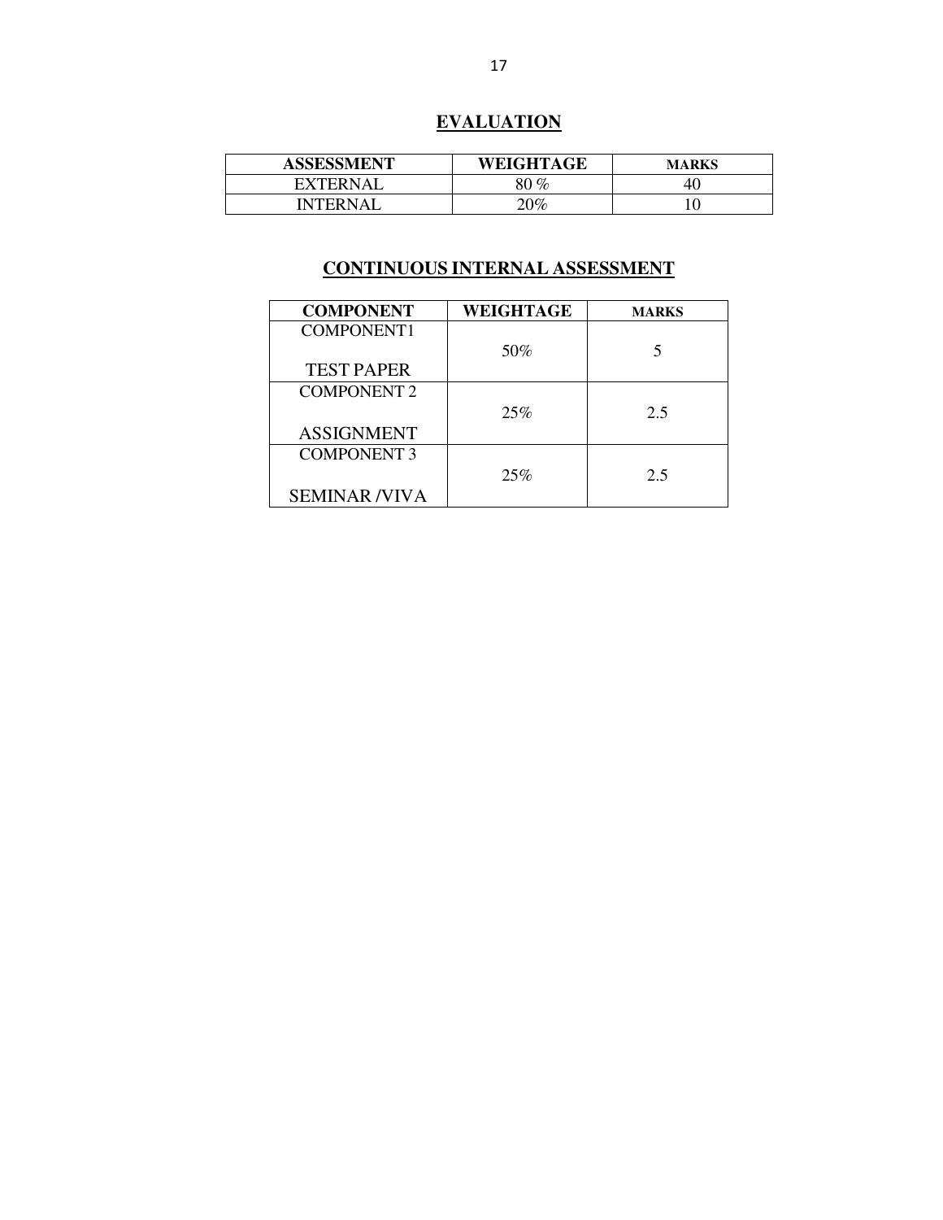## EVALUATION

| ASSESSMENT | WEIGHTAGE | MARKS |
|---|---|---|
| EXTERNAL | 80 % | 40 |
| INTERNAL | 20% | 10 |

## CONTINUOUS INTERNAL ASSESSMENT

| COMPONENT | WEIGHTAGE | MARKS |
|---|---|---|
| COMPONENT1<br><br>TEST PAPER | 50% | 5 |
| COMPONENT 2<br><br>ASSIGNMENT | 25% | 2.5 |
| COMPONENT 3<br><br>SEMINAR /VIVA | 25% | 2.5 |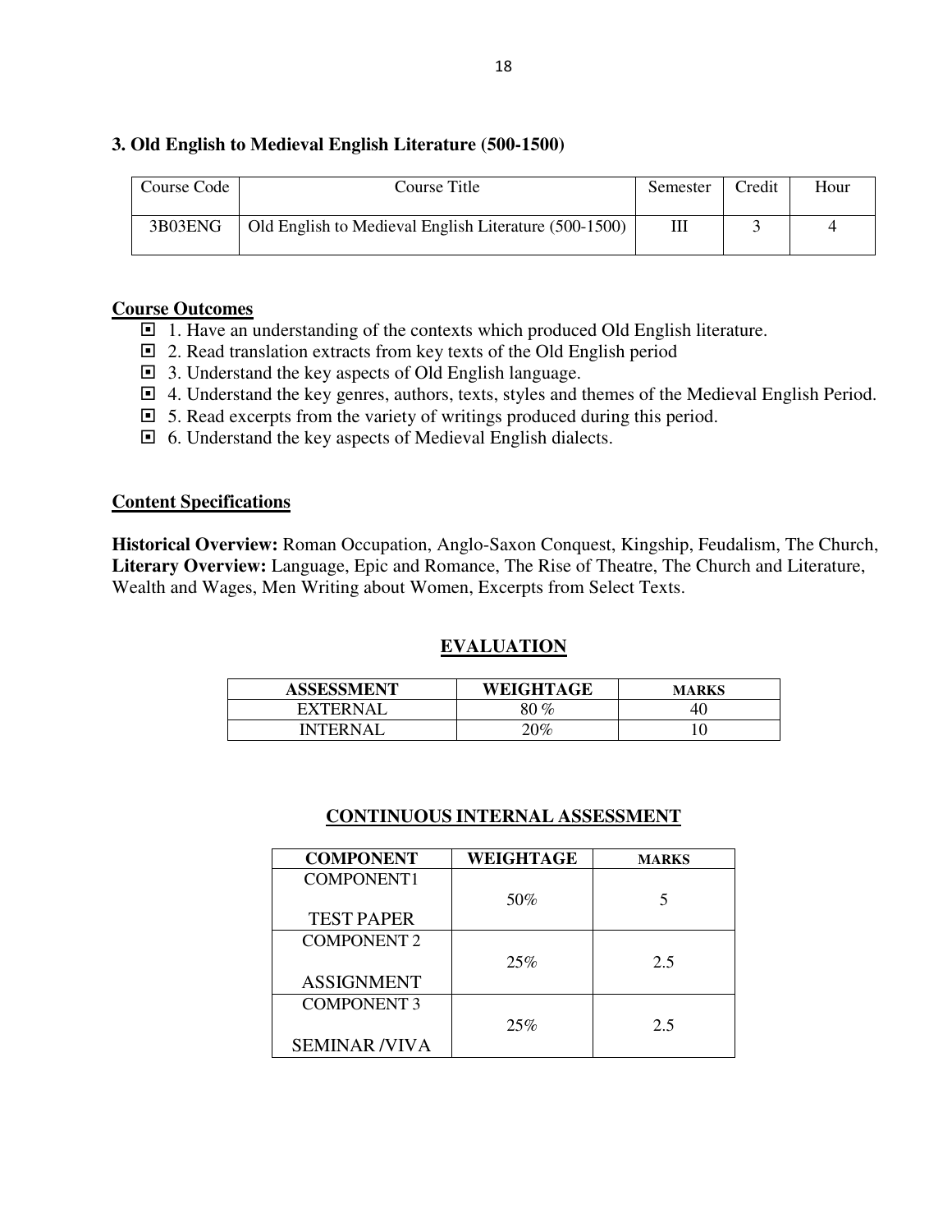### 3. Old English to Medieval English Literature (500-1500)

| Course Code | Course Title | Semester | Credit | Hour |
|---|---|---|---|---|
| 3B03ENG | Old English to Medieval English Literature (500-1500) | III | 3 | 4 |

**Course Outcomes**

- 1. Have an understanding of the contexts which produced Old English literature.
- 2. Read translation extracts from key texts of the Old English period
- 3. Understand the key aspects of Old English language.
- 4. Understand the key genres, authors, texts, styles and themes of the Medieval English Period.
- 5. Read excerpts from the variety of writings produced during this period.
- 6. Understand the key aspects of Medieval English dialects.

**Content Specifications**

**Historical Overview:** Roman Occupation, Anglo-Saxon Conquest, Kingship, Feudalism, The Church, **Literary Overview:** Language, Epic and Romance, The Rise of Theatre, The Church and Literature, Wealth and Wages, Men Writing about Women, Excerpts from Select Texts.

**EVALUATION**

| ASSESSMENT | WEIGHTAGE | MARKS |
|---|---|---|
| EXTERNAL | 80 % | 40 |
| INTERNAL | 20% | 10 |

**CONTINUOUS INTERNAL ASSESSMENT**

| COMPONENT | WEIGHTAGE | MARKS |
|---|---|---|
| COMPONENT1 TEST PAPER | 50% | 5 |
| COMPONENT 2 ASSIGNMENT | 25% | 2.5 |
| COMPONENT 3 SEMINAR /VIVA | 25% | 2.5 |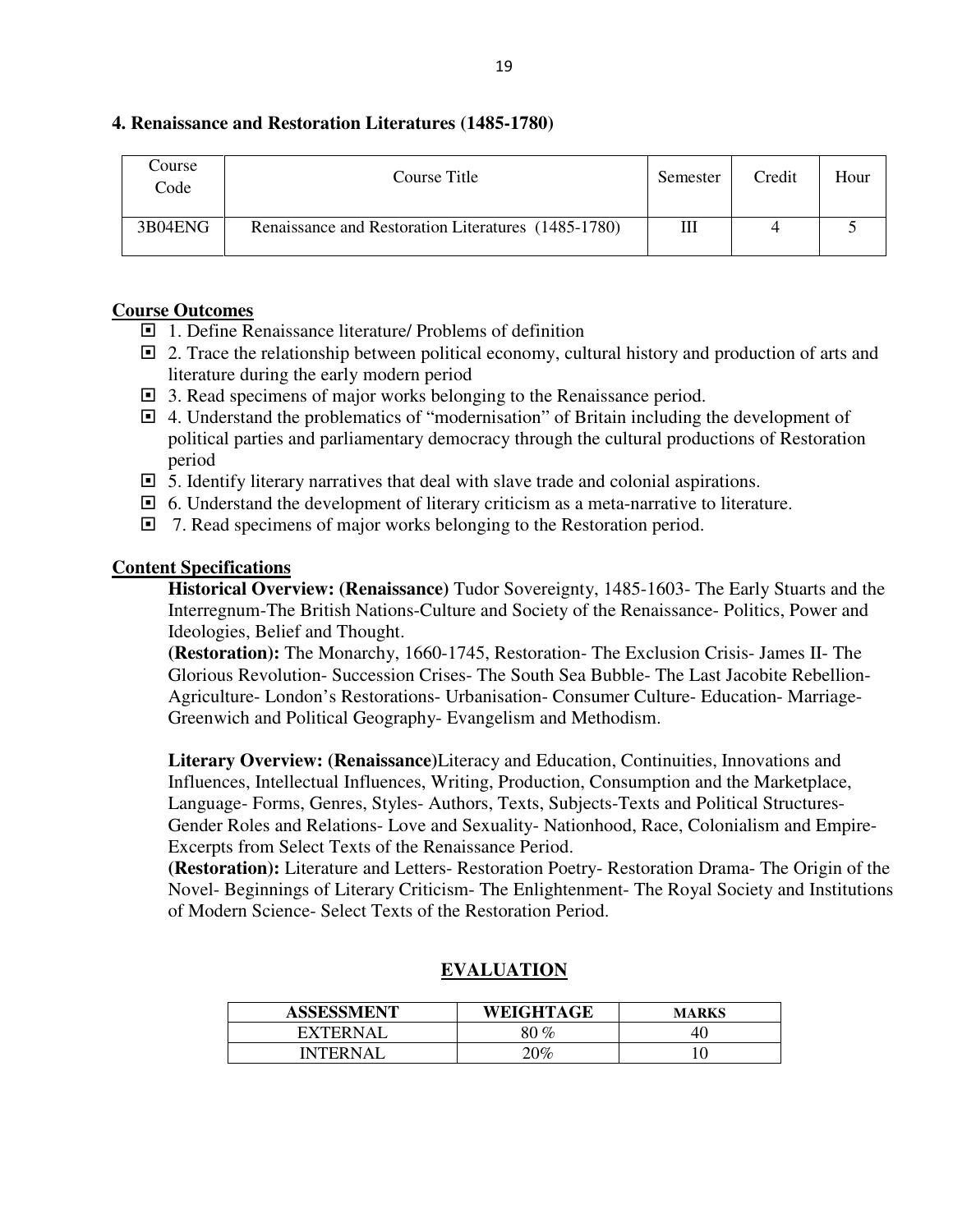### 4. Renaissance and Restoration Literatures (1485-1780)

| Course Code | Course Title | Semester | Credit | Hour |
|---|---|---|---|---|
| 3B04ENG | Renaissance and Restoration Literatures (1485-1780) | III | 4 | 5 |

**Course Outcomes**

- 1. Define Renaissance literature/ Problems of definition
- 2. Trace the relationship between political economy, cultural history and production of arts and literature during the early modern period
- 3. Read specimens of major works belonging to the Renaissance period.
- 4. Understand the problematics of "modernisation" of Britain including the development of political parties and parliamentary democracy through the cultural productions of Restoration period
- 5. Identify literary narratives that deal with slave trade and colonial aspirations.
- 6. Understand the development of literary criticism as a meta-narrative to literature.
- 7. Read specimens of major works belonging to the Restoration period.

**Content Specifications**

**Historical Overview: (Renaissance)** Tudor Sovereignty, 1485-1603- The Early Stuarts and the Interregnum-The British Nations-Culture and Society of the Renaissance- Politics, Power and Ideologies, Belief and Thought.
**(Restoration):** The Monarchy, 1660-1745, Restoration- The Exclusion Crisis- James II- The Glorious Revolution- Succession Crises- The South Sea Bubble- The Last Jacobite Rebellion- Agriculture- London's Restorations- Urbanisation- Consumer Culture- Education- Marriage- Greenwich and Political Geography- Evangelism and Methodism.

**Literary Overview: (Renaissance)**Literacy and Education, Continuities, Innovations and Influences, Intellectual Influences, Writing, Production, Consumption and the Marketplace, Language- Forms, Genres, Styles- Authors, Texts, Subjects-Texts and Political Structures- Gender Roles and Relations- Love and Sexuality- Nationhood, Race, Colonialism and Empire- Excerpts from Select Texts of the Renaissance Period.
**(Restoration):** Literature and Letters- Restoration Poetry- Restoration Drama- The Origin of the Novel- Beginnings of Literary Criticism- The Enlightenment- The Royal Society and Institutions of Modern Science- Select Texts of the Restoration Period.

**EVALUATION**

| ASSESSMENT | WEIGHTAGE | MARKS |
|---|---|---|
| EXTERNAL | 80 % | 40 |
| INTERNAL | 20% | 10 |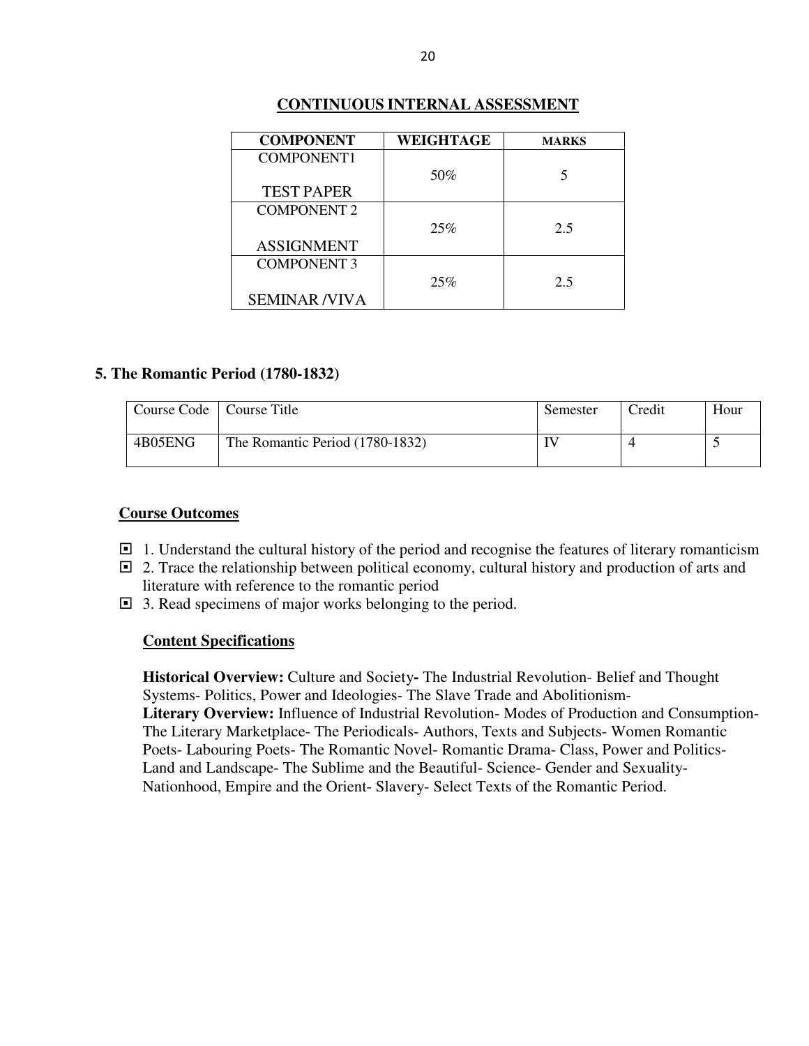## CONTINUOUS INTERNAL ASSESSMENT

| COMPONENT | WEIGHTAGE | MARKS |
|---|---|---|
| COMPONENT1 TEST PAPER | 50% | 5 |
| COMPONENT 2 ASSIGNMENT | 25% | 2.5 |
| COMPONENT 3 SEMINAR /VIVA | 25% | 2.5 |

## 5. The Romantic Period (1780-1832)

| Course Code | Course Title | Semester | Credit | Hour |
|---|---|---|---|---|
| 4B05ENG | The Romantic Period (1780-1832) | IV | 4 | 5 |

### Course Outcomes

- 1. Understand the cultural history of the period and recognise the features of literary romanticism
- 2. Trace the relationship between political economy, cultural history and production of arts and literature with reference to the romantic period
- 3. Read specimens of major works belonging to the period.

### Content Specifications

**Historical Overview:** Culture and Society**-** The Industrial Revolution- Belief and Thought Systems- Politics, Power and Ideologies- The Slave Trade and Abolitionism-
**Literary Overview:** Influence of Industrial Revolution- Modes of Production and Consumption- The Literary Marketplace- The Periodicals- Authors, Texts and Subjects- Women Romantic Poets- Labouring Poets- The Romantic Novel- Romantic Drama- Class, Power and Politics- Land and Landscape- The Sublime and the Beautiful- Science- Gender and Sexuality- Nationhood, Empire and the Orient- Slavery- Select Texts of the Romantic Period.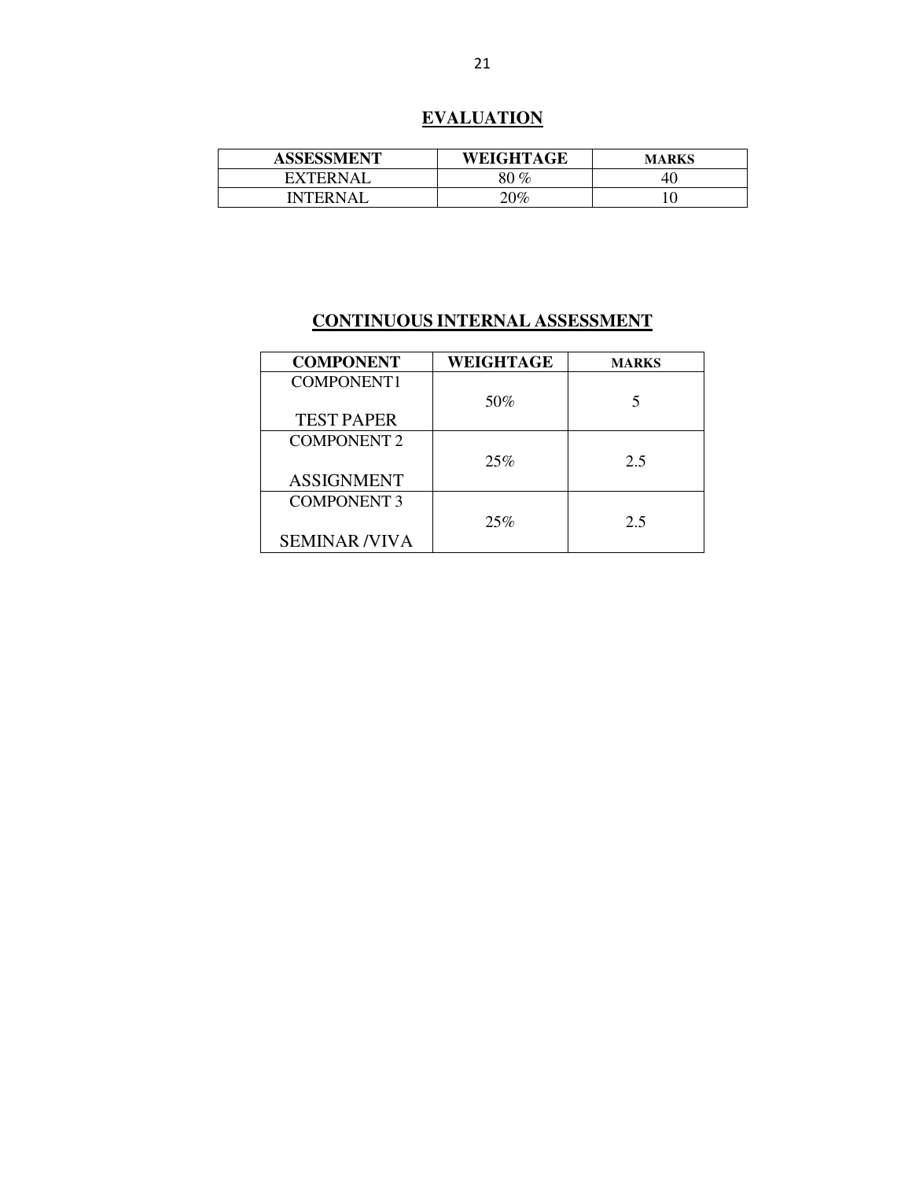## EVALUATION

| ASSESSMENT | WEIGHTAGE | MARKS |
|---|---|---|
| EXTERNAL | 80 % | 40 |
| INTERNAL | 20% | 10 |

## CONTINUOUS INTERNAL ASSESSMENT

| COMPONENT | WEIGHTAGE | MARKS |
|---|---|---|
| COMPONENT1<br><br>TEST PAPER | 50% | 5 |
| COMPONENT 2<br><br>ASSIGNMENT | 25% | 2.5 |
| COMPONENT 3<br><br>SEMINAR /VIVA | 25% | 2.5 |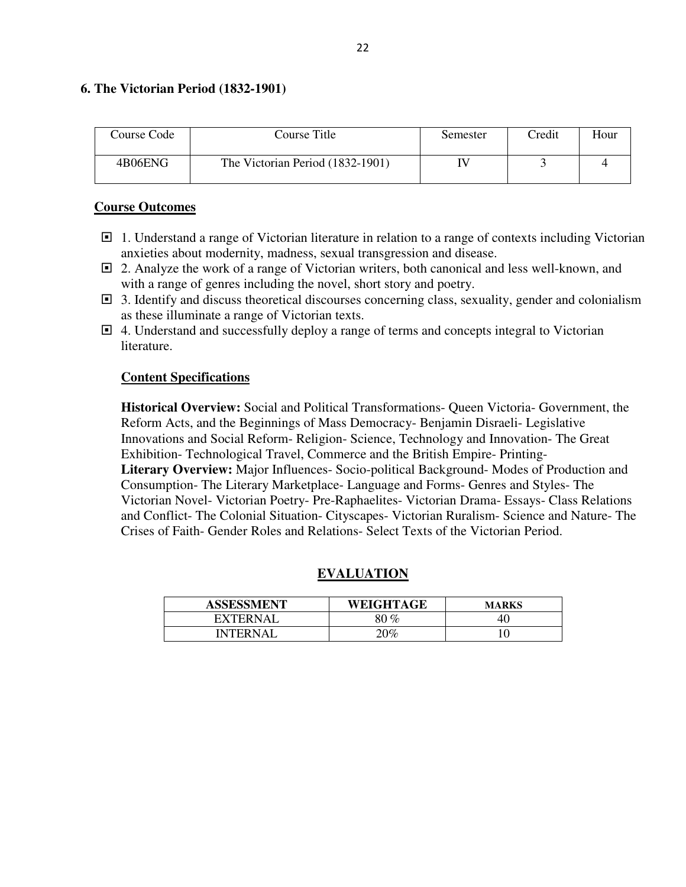## 6. The Victorian Period (1832-1901)

| Course Code | Course Title | Semester | Credit | Hour |
|---|---|---|---|---|
| 4B06ENG | The Victorian Period (1832-1901) | IV | 3 | 4 |

**Course Outcomes**

- 1. Understand a range of Victorian literature in relation to a range of contexts including Victorian anxieties about modernity, madness, sexual transgression and disease.
- 2. Analyze the work of a range of Victorian writers, both canonical and less well-known, and with a range of genres including the novel, short story and poetry.
- 3. Identify and discuss theoretical discourses concerning class, sexuality, gender and colonialism as these illuminate a range of Victorian texts.
- 4. Understand and successfully deploy a range of terms and concepts integral to Victorian literature.

**Content Specifications**

**Historical Overview:** Social and Political Transformations- Queen Victoria- Government, the Reform Acts, and the Beginnings of Mass Democracy- Benjamin Disraeli- Legislative Innovations and Social Reform- Religion- Science, Technology and Innovation- The Great Exhibition- Technological Travel, Commerce and the British Empire- Printing-

**Literary Overview:** Major Influences- Socio-political Background- Modes of Production and Consumption- The Literary Marketplace- Language and Forms- Genres and Styles- The Victorian Novel- Victorian Poetry- Pre-Raphaelites- Victorian Drama- Essays- Class Relations and Conflict- The Colonial Situation- Cityscapes- Victorian Ruralism- Science and Nature- The Crises of Faith- Gender Roles and Relations- Select Texts of the Victorian Period.

**EVALUATION**

| ASSESSMENT | WEIGHTAGE | MARKS |
|---|---|---|
| EXTERNAL | 80 % | 40 |
| INTERNAL | 20% | 10 |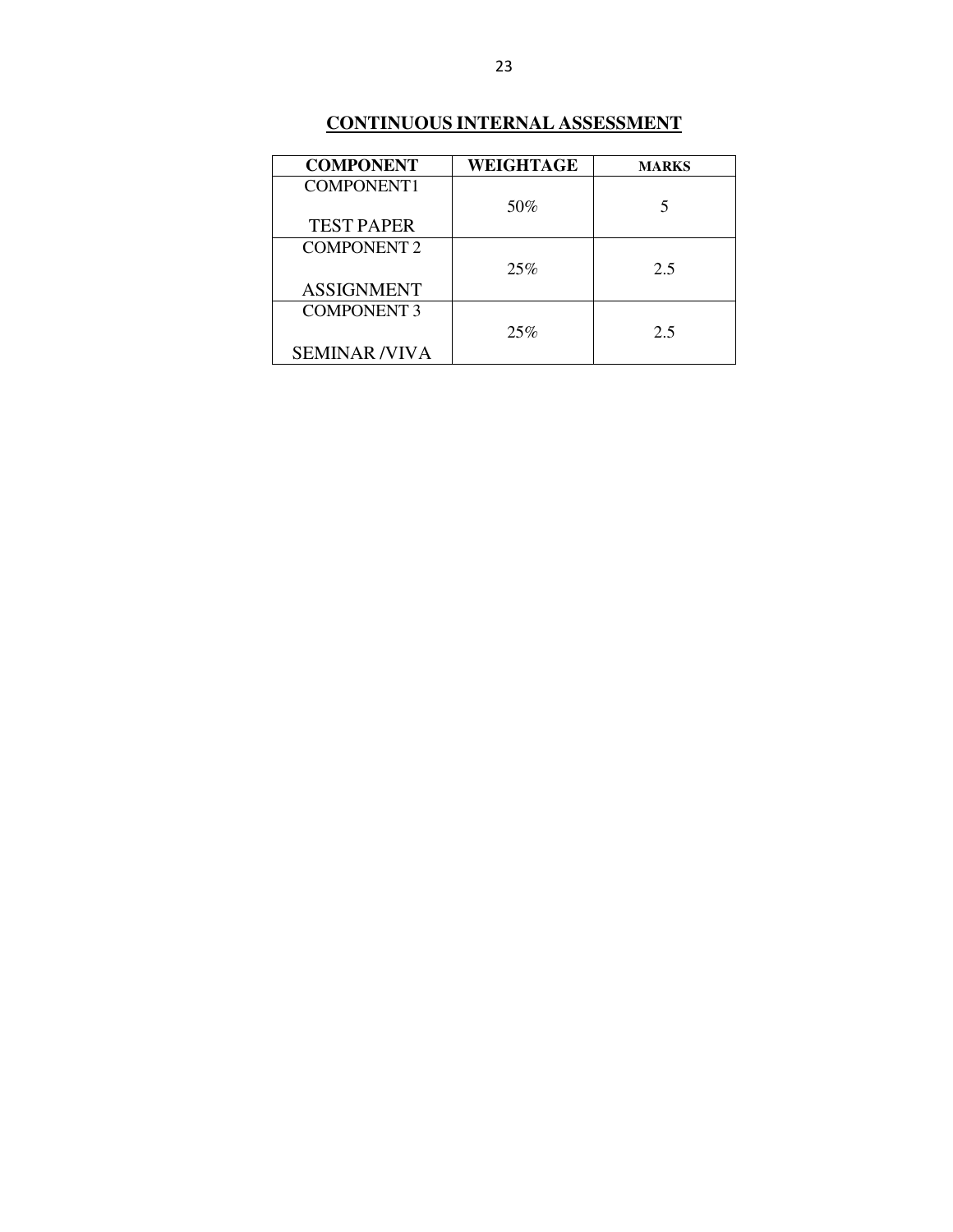## CONTINUOUS INTERNAL ASSESSMENT

| COMPONENT | WEIGHTAGE | MARKS |
|---|---|---|
| COMPONENT1<br><br>TEST PAPER | 50% | 5 |
| COMPONENT 2<br><br>ASSIGNMENT | 25% | 2.5 |
| COMPONENT 3<br><br>SEMINAR /VIVA | 25% | 2.5 |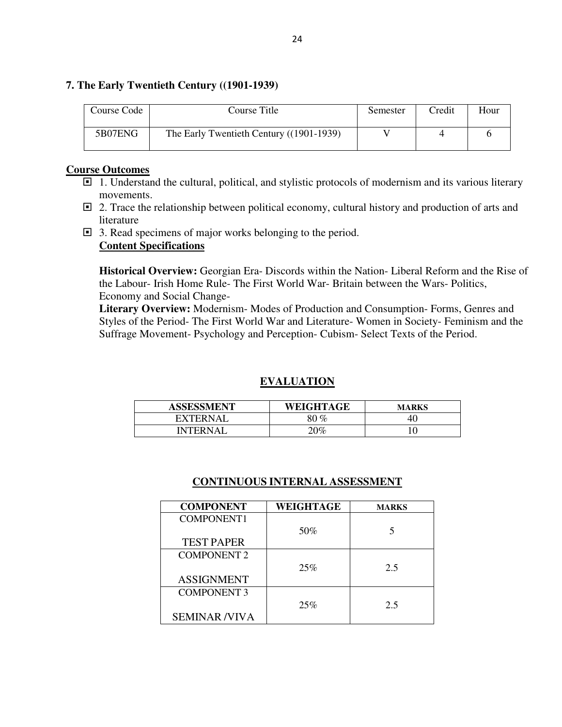### 7. The Early Twentieth Century ((1901-1939)

| Course Code | Course Title | Semester | Credit | Hour |
|---|---|---|---|---|
| 5B07ENG | The Early Twentieth Century ((1901-1939) | V | 4 | 6 |

**Course Outcomes**

- 1. Understand the cultural, political, and stylistic protocols of modernism and its various literary movements.
- 2. Trace the relationship between political economy, cultural history and production of arts and literature
- 3. Read specimens of major works belonging to the period.

**Content Specifications**

**Historical Overview:** Georgian Era- Discords within the Nation- Liberal Reform and the Rise of the Labour- Irish Home Rule- The First World War- Britain between the Wars- Politics, Economy and Social Change-

**Literary Overview:** Modernism- Modes of Production and Consumption- Forms, Genres and Styles of the Period- The First World War and Literature- Women in Society- Feminism and the Suffrage Movement- Psychology and Perception- Cubism- Select Texts of the Period.

**EVALUATION**

| ASSESSMENT | WEIGHTAGE | MARKS |
|---|---|---|
| EXTERNAL | 80 % | 40 |
| INTERNAL | 20% | 10 |

**CONTINUOUS INTERNAL ASSESSMENT**

| COMPONENT | WEIGHTAGE | MARKS |
|---|---|---|
| COMPONENT1 TEST PAPER | 50% | 5 |
| COMPONENT 2 ASSIGNMENT | 25% | 2.5 |
| COMPONENT 3 SEMINAR /VIVA | 25% | 2.5 |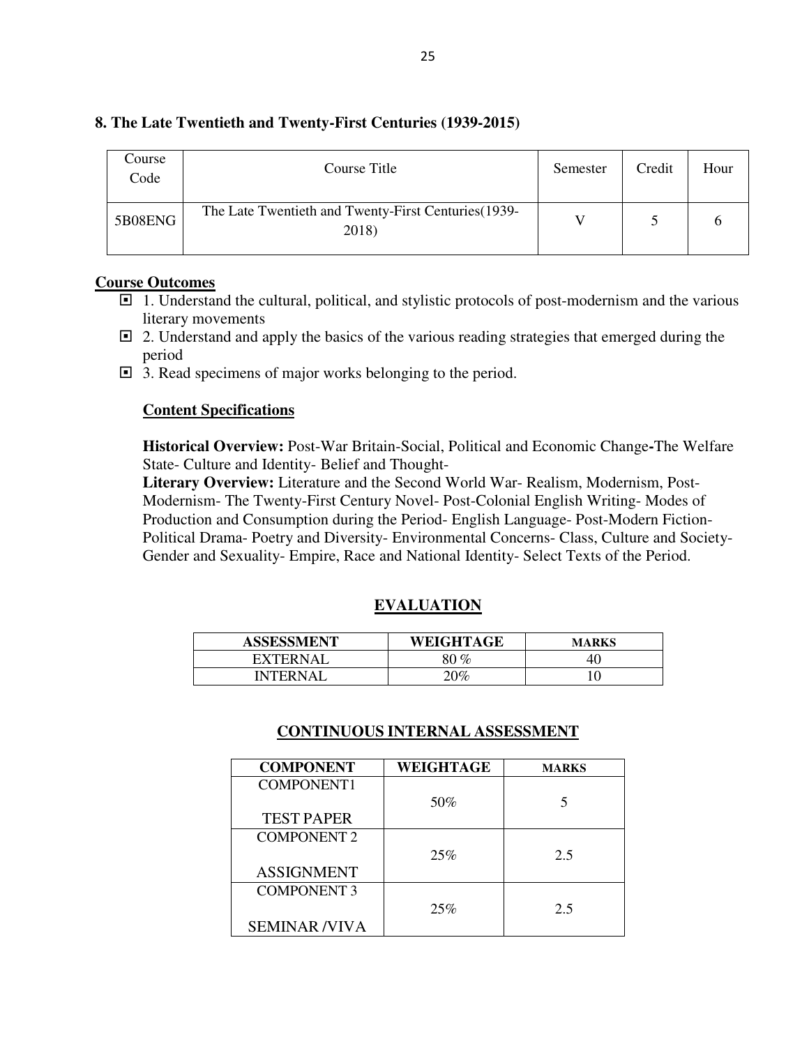## 8. The Late Twentieth and Twenty-First Centuries (1939-2015)

| Course Code | Course Title | Semester | Credit | Hour |
|---|---|---|---|---|
| 5B08ENG | The Late Twentieth and Twenty-First Centuries(1939-2018) | V | 5 | 6 |

**Course Outcomes**

- 1. Understand the cultural, political, and stylistic protocols of post-modernism and the various literary movements
- 2. Understand and apply the basics of the various reading strategies that emerged during the period
- 3. Read specimens of major works belonging to the period.

**Content Specifications**

**Historical Overview:** Post-War Britain-Social, Political and Economic Change**-**The Welfare State- Culture and Identity- Belief and Thought-
**Literary Overview:** Literature and the Second World War- Realism, Modernism, Post-Modernism- The Twenty-First Century Novel- Post-Colonial English Writing- Modes of Production and Consumption during the Period- English Language- Post-Modern Fiction- Political Drama- Poetry and Diversity- Environmental Concerns- Class, Culture and Society- Gender and Sexuality- Empire, Race and National Identity- Select Texts of the Period.

**EVALUATION**

| ASSESSMENT | WEIGHTAGE | MARKS |
|---|---|---|
| EXTERNAL | 80 % | 40 |
| INTERNAL | 20% | 10 |

**CONTINUOUS INTERNAL ASSESSMENT**

| COMPONENT | WEIGHTAGE | MARKS |
|---|---|---|
| COMPONENT1 TEST PAPER | 50% | 5 |
| COMPONENT 2 ASSIGNMENT | 25% | 2.5 |
| COMPONENT 3 SEMINAR /VIVA | 25% | 2.5 |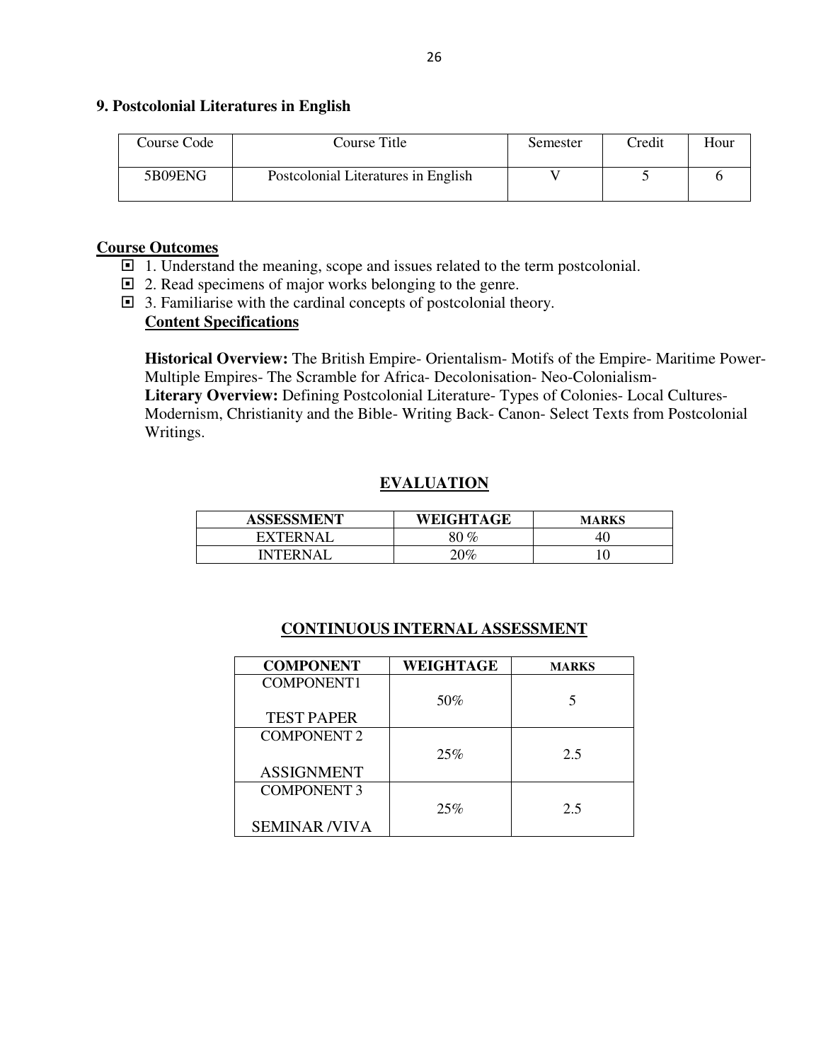**9. Postcolonial Literatures in English**

| Course Code | Course Title | Semester | Credit | Hour |
| --- | --- | --- | --- | --- |
| 5B09ENG | Postcolonial Literatures in English | V | 5 | 6 |

**Course Outcomes**

- 1. Understand the meaning, scope and issues related to the term postcolonial.
- 2. Read specimens of major works belonging to the genre.
- 3. Familiarise with the cardinal concepts of postcolonial theory.

**Content Specifications**

**Historical Overview:** The British Empire- Orientalism- Motifs of the Empire- Maritime Power- Multiple Empires- The Scramble for Africa- Decolonisation- Neo-Colonialism-
**Literary Overview:** Defining Postcolonial Literature- Types of Colonies- Local Cultures- Modernism, Christianity and the Bible- Writing Back- Canon- Select Texts from Postcolonial Writings.

**EVALUATION**

| ASSESSMENT | WEIGHTAGE | MARKS |
| --- | --- | --- |
| EXTERNAL | 80 % | 40 |
| INTERNAL | 20% | 10 |

**CONTINUOUS INTERNAL ASSESSMENT**

| COMPONENT | WEIGHTAGE | MARKS |
| --- | --- | --- |
| COMPONENT1 TEST PAPER | 50% | 5 |
| COMPONENT 2 ASSIGNMENT | 25% | 2.5 |
| COMPONENT 3 SEMINAR /VIVA | 25% | 2.5 |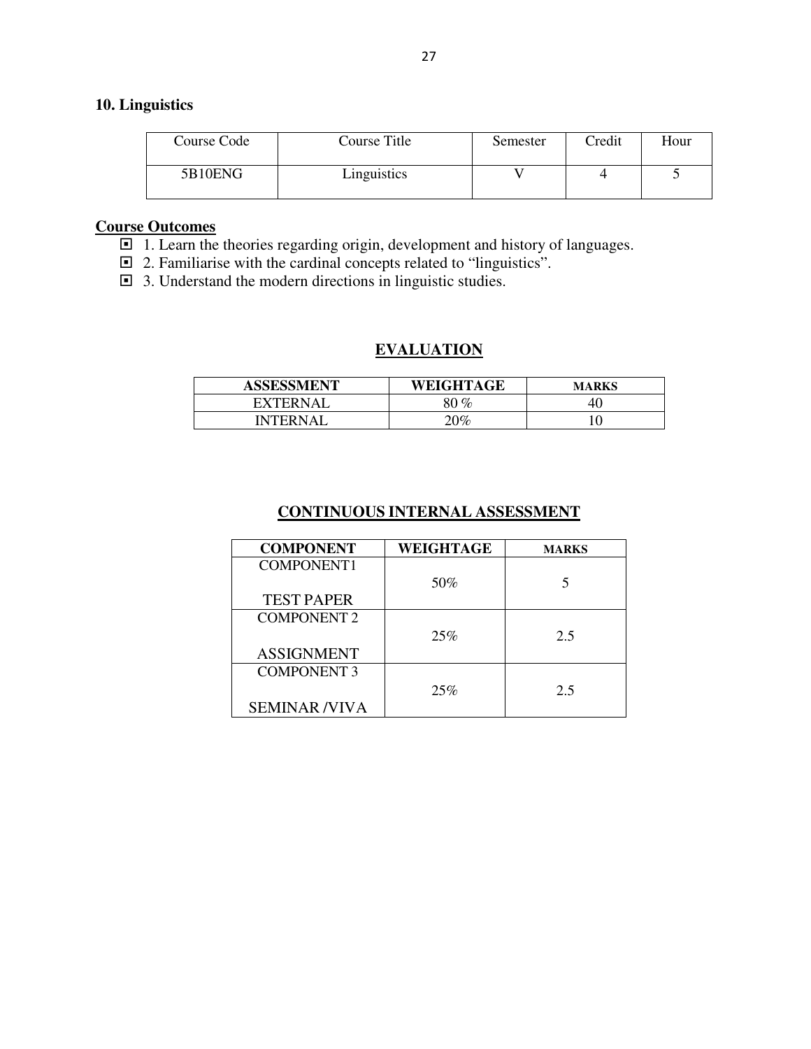## 10. Linguistics

| Course Code | Course Title | Semester | Credit | Hour |
|---|---|---|---|---|
| 5B10ENG | Linguistics | V | 4 | 5 |

**Course Outcomes**

- 1. Learn the theories regarding origin, development and history of languages.
- 2. Familiarise with the cardinal concepts related to "linguistics".
- 3. Understand the modern directions in linguistic studies.

### EVALUATION

| ASSESSMENT | WEIGHTAGE | MARKS |
|---|---|---|
| EXTERNAL | 80 % | 40 |
| INTERNAL | 20% | 10 |

### CONTINUOUS INTERNAL ASSESSMENT

| COMPONENT | WEIGHTAGE | MARKS |
|---|---|---|
| COMPONENT1 TEST PAPER | 50% | 5 |
| COMPONENT 2 ASSIGNMENT | 25% | 2.5 |
| COMPONENT 3 SEMINAR /VIVA | 25% | 2.5 |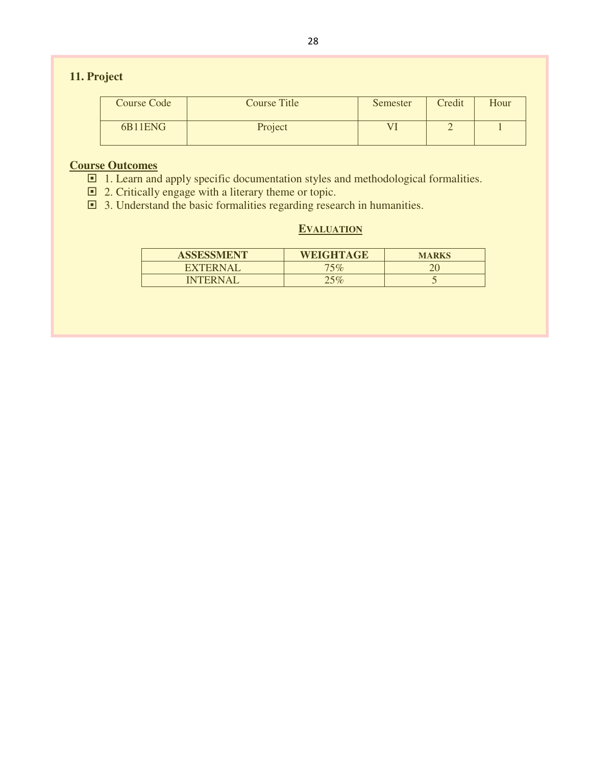## 11. Project

| Course Code | Course Title | Semester | Credit | Hour |
|---|---|---|---|---|
| 6B11ENG | Project | VI | 2 | 1 |

**Course Outcomes**

- 1. Learn and apply specific documentation styles and methodological formalities.
- 2. Critically engage with a literary theme or topic.
- 3. Understand the basic formalities regarding research in humanities.

**EVALUATION**

| ASSESSMENT | WEIGHTAGE | MARKS |
|---|---|---|
| EXTERNAL | 75% | 20 |
| INTERNAL | 25% | 5 |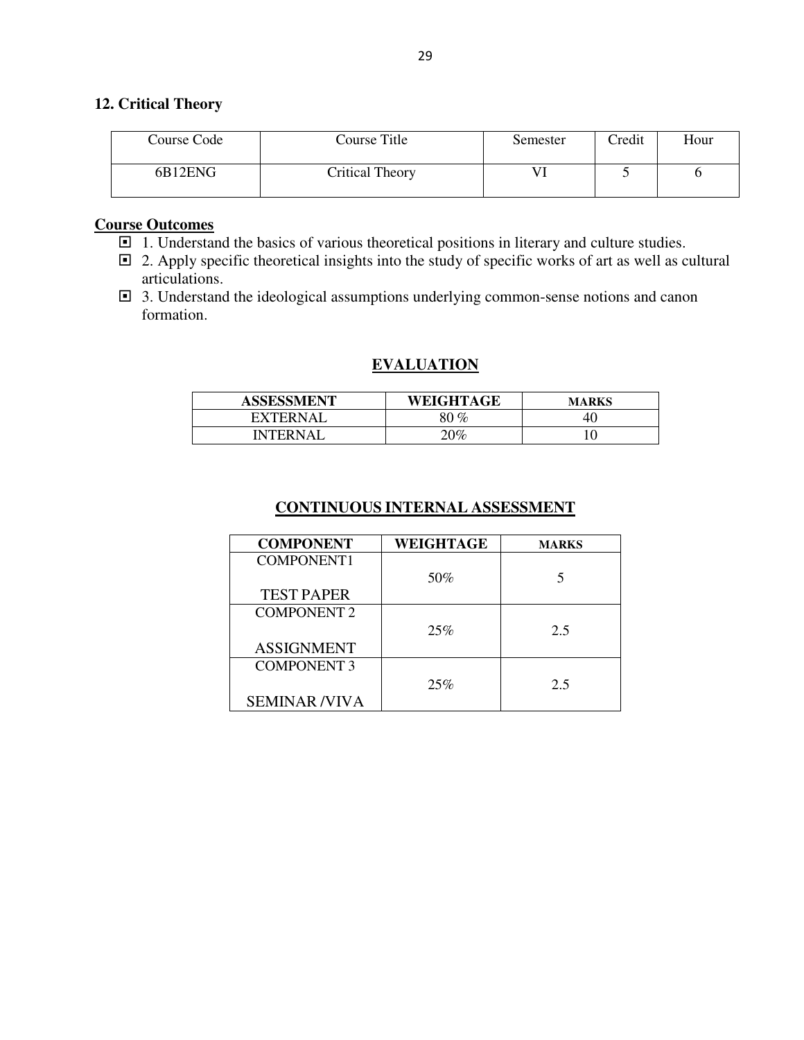## 12. Critical Theory

| Course Code | Course Title | Semester | Credit | Hour |
|---|---|---|---|---|
| 6B12ENG | Critical Theory | VI | 5 | 6 |

**Course Outcomes**

- 1. Understand the basics of various theoretical positions in literary and culture studies.
- 2. Apply specific theoretical insights into the study of specific works of art as well as cultural articulations.
- 3. Understand the ideological assumptions underlying common-sense notions and canon formation.

### EVALUATION

| ASSESSMENT | WEIGHTAGE | MARKS |
|---|---|---|
| EXTERNAL | 80 % | 40 |
| INTERNAL | 20% | 10 |

### CONTINUOUS INTERNAL ASSESSMENT

| COMPONENT | WEIGHTAGE | MARKS |
|---|---|---|
| COMPONENT1 TEST PAPER | 50% | 5 |
| COMPONENT 2 ASSIGNMENT | 25% | 2.5 |
| COMPONENT 3 SEMINAR /VIVA | 25% | 2.5 |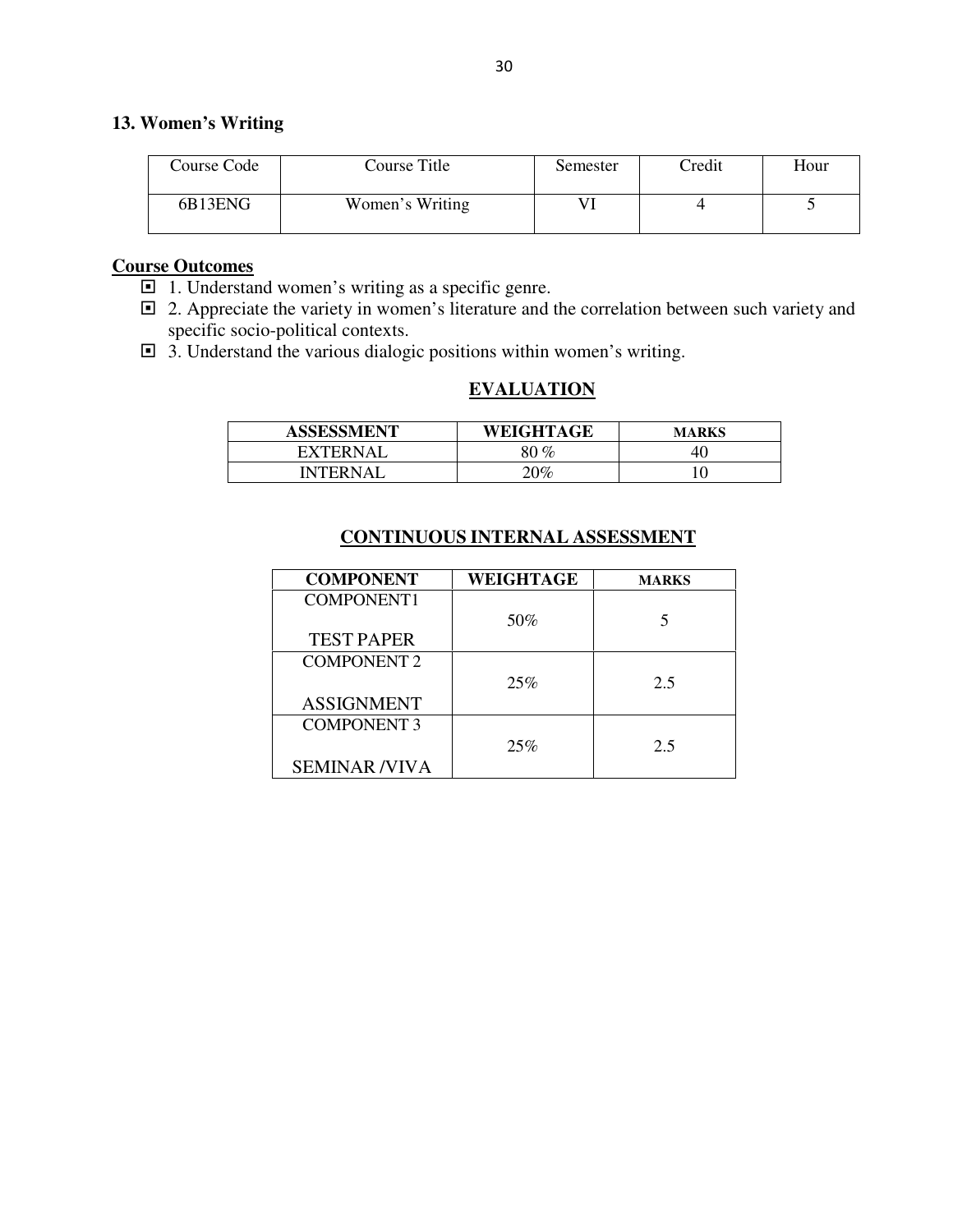### 13. Women's Writing

| Course Code | Course Title | Semester | Credit | Hour |
|---|---|---|---|---|
| 6B13ENG | Women's Writing | VI | 4 | 5 |

**Course Outcomes**

- 1. Understand women's writing as a specific genre.
- 2. Appreciate the variety in women's literature and the correlation between such variety and specific socio-political contexts.
- 3. Understand the various dialogic positions within women's writing.

## EVALUATION

| ASSESSMENT | WEIGHTAGE | MARKS |
|---|---|---|
| EXTERNAL | 80 % | 40 |
| INTERNAL | 20% | 10 |

## CONTINUOUS INTERNAL ASSESSMENT

| COMPONENT | WEIGHTAGE | MARKS |
|---|---|---|
| COMPONENT1<br>TEST PAPER | 50% | 5 |
| COMPONENT 2<br>ASSIGNMENT | 25% | 2.5 |
| COMPONENT 3<br>SEMINAR /VIVA | 25% | 2.5 |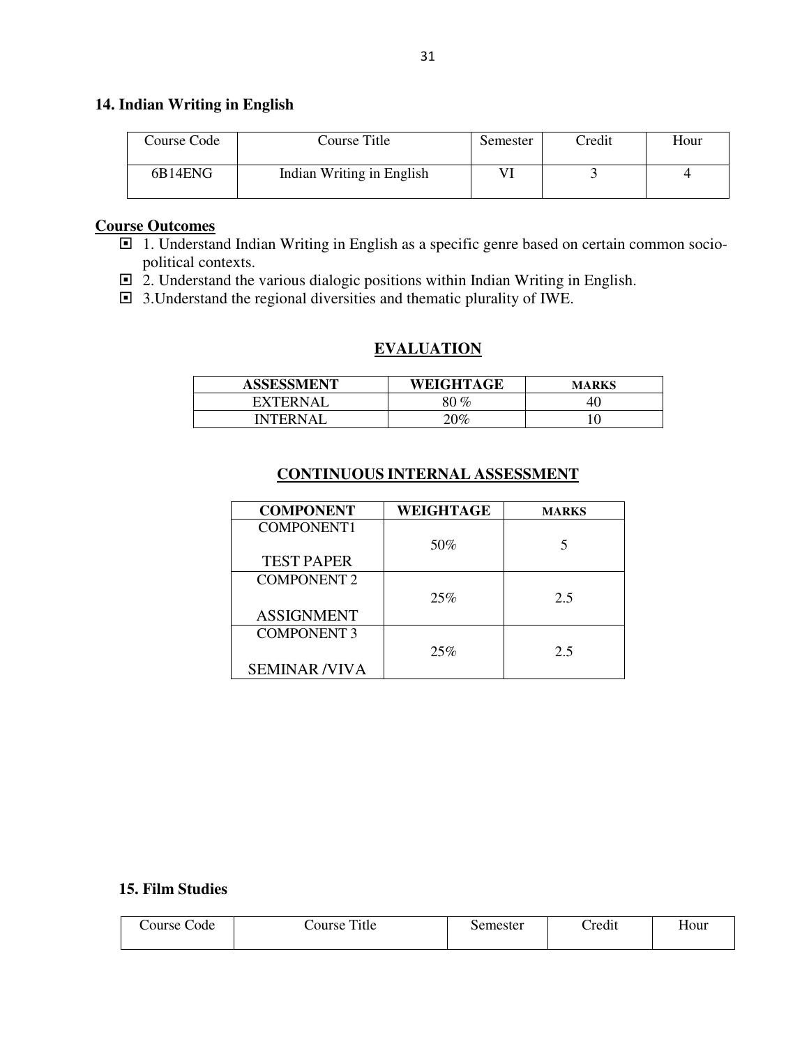### 14. Indian Writing in English

| Course Code | Course Title | Semester | Credit | Hour |
| --- | --- | --- | --- | --- |
| 6B14ENG | Indian Writing in English | VI | 3 | 4 |

**Course Outcomes**

- 1. Understand Indian Writing in English as a specific genre based on certain common socio-political contexts.
- 2. Understand the various dialogic positions within Indian Writing in English.
- 3.Understand the regional diversities and thematic plurality of IWE.

## EVALUATION

| ASSESSMENT | WEIGHTAGE | MARKS |
| --- | --- | --- |
| EXTERNAL | 80 % | 40 |
| INTERNAL | 20% | 10 |

## CONTINUOUS INTERNAL ASSESSMENT

| COMPONENT | WEIGHTAGE | MARKS |
| --- | --- | --- |
| COMPONENT1 TEST PAPER | 50% | 5 |
| COMPONENT 2 ASSIGNMENT | 25% | 2.5 |
| COMPONENT 3 SEMINAR /VIVA | 25% | 2.5 |

### 15. Film Studies

| Course Code | Course Title | Semester | Credit | Hour |
| --- | --- | --- | --- | --- |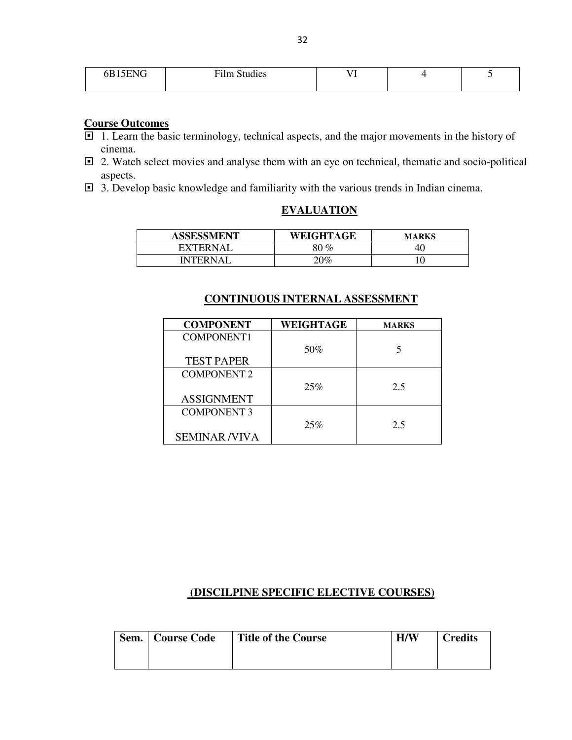| 6B15ENG | Film Studies | VI | 4 | 5 |
|---|---|---|---|---|

**Course Outcomes**

- 1. Learn the basic terminology, technical aspects, and the major movements in the history of cinema.
- 2. Watch select movies and analyse them with an eye on technical, thematic and socio-political aspects.
- 3. Develop basic knowledge and familiarity with the various trends in Indian cinema.

## EVALUATION

| ASSESSMENT | WEIGHTAGE | MARKS |
|---|---|---|
| EXTERNAL | 80 % | 40 |
| INTERNAL | 20% | 10 |

## CONTINUOUS INTERNAL ASSESSMENT

| COMPONENT | WEIGHTAGE | MARKS |
|---|---|---|
| COMPONENT1 TEST PAPER | 50% | 5 |
| COMPONENT 2 ASSIGNMENT | 25% | 2.5 |
| COMPONENT 3 SEMINAR /VIVA | 25% | 2.5 |

## (DISCILPINE SPECIFIC ELECTIVE COURSES)

| Sem. | Course Code | Title of the Course | H/W | Credits |
|---|---|---|---|---|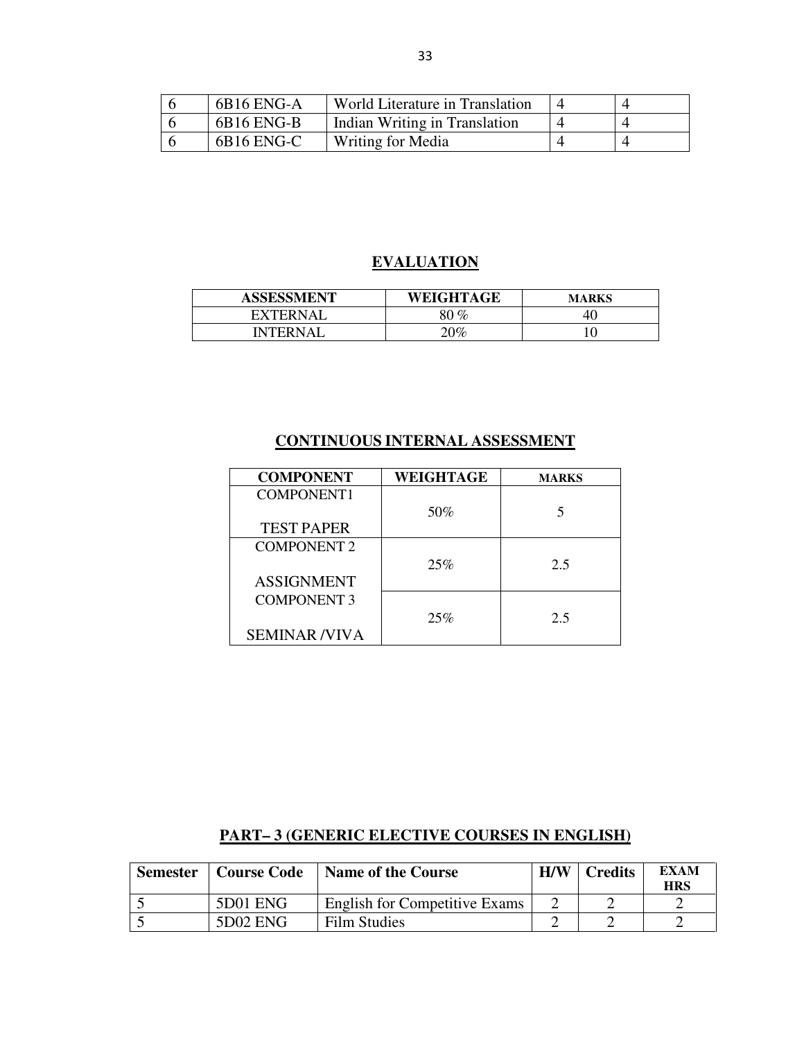| 6 | 6B16 ENG-A | World Literature in Translation | 4 | 4 |
|---|---|---|---|---|
| 6 | 6B16 ENG-B | Indian Writing in Translation | 4 | 4 |
| 6 | 6B16 ENG-C | Writing for Media | 4 | 4 |

## EVALUATION

| ASSESSMENT | WEIGHTAGE | MARKS |
|---|---|---|
| EXTERNAL | 80 % | 40 |
| INTERNAL | 20% | 10 |

## CONTINUOUS INTERNAL ASSESSMENT

| COMPONENT | WEIGHTAGE | MARKS |
|---|---|---|
| COMPONENT1<br><br>TEST PAPER | 50% | 5 |
| COMPONENT 2<br><br>ASSIGNMENT | 25% | 2.5 |
| COMPONENT 3<br><br>SEMINAR /VIVA | 25% | 2.5 |

## PART– 3 (GENERIC ELECTIVE COURSES IN ENGLISH)

| Semester | Course Code | Name of the Course | H/W | Credits | EXAM HRS |
|---|---|---|---|---|---|
| 5 | 5D01 ENG | English for Competitive Exams | 2 | 2 | 2 |
| 5 | 5D02 ENG | Film Studies | 2 | 2 | 2 |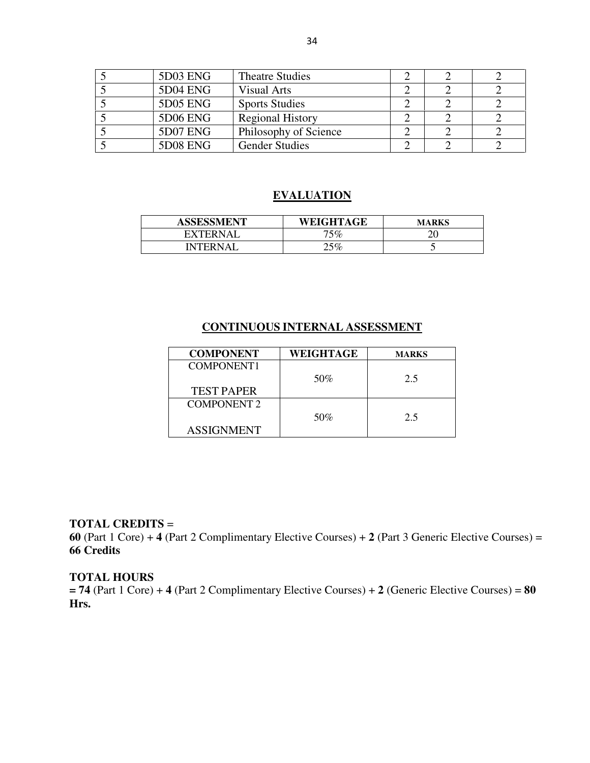| | | | | | |
|---|---|---|---|---|---|
| 5 | 5D03 ENG | Theatre Studies | 2 | 2 | 2 |
| 5 | 5D04 ENG | Visual Arts | 2 | 2 | 2 |
| 5 | 5D05 ENG | Sports Studies | 2 | 2 | 2 |
| 5 | 5D06 ENG | Regional History | 2 | 2 | 2 |
| 5 | 5D07 ENG | Philosophy of Science | 2 | 2 | 2 |
| 5 | 5D08 ENG | Gender Studies | 2 | 2 | 2 |

## EVALUATION

| ASSESSMENT | WEIGHTAGE | MARKS |
|---|---|---|
| EXTERNAL | 75% | 20 |
| INTERNAL | 25% | 5 |

## CONTINUOUS INTERNAL ASSESSMENT

| COMPONENT | WEIGHTAGE | MARKS |
|---|---|---|
| COMPONENT1 TEST PAPER | 50% | 2.5 |
| COMPONENT 2 ASSIGNMENT | 50% | 2.5 |

**TOTAL CREDITS =**
**60** (Part 1 Core) + **4** (Part 2 Complimentary Elective Courses) + **2** (Part 3 Generic Elective Courses) = **66 Credits**

**TOTAL HOURS**
**= 74** (Part 1 Core) + **4** (Part 2 Complimentary Elective Courses) + **2** (Generic Elective Courses) = **80 Hrs.**